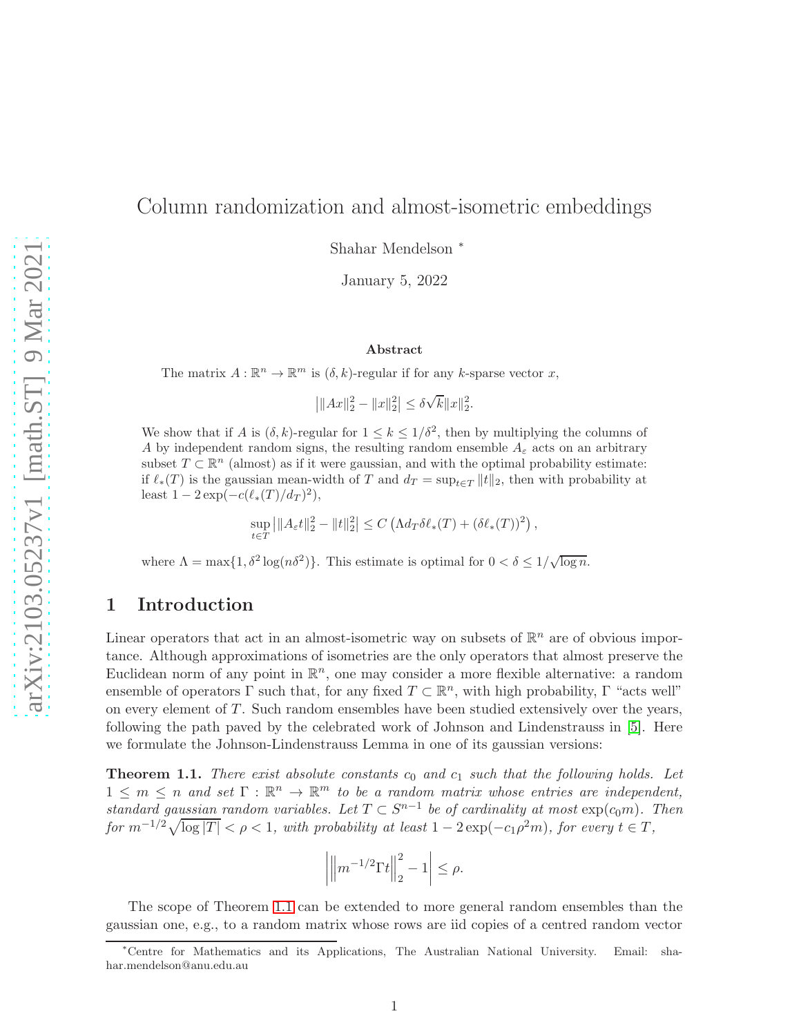# Column randomization and almost-isometric embeddings

Shahar Mendelson [*]

January 5, 2022

## Abstract

The matrix $A : \mathbb{R}^n \to \mathbb{R}^m$ is $(\delta, k)$-regular if for any $k$-sparse vector $x$,

$$\left| \|Ax\|_2^2 - \|x\|_2^2 \right| \le \delta \sqrt{k} \|x\|_2^2.$$

We show that if $A$ is $(\delta, k)$-regular for $1 \le k \le 1/\delta^2$, then by multiplying the columns of $A$ by independent random signs, the resulting random ensemble $A_\varepsilon$ acts on an arbitrary subset $T \subset \mathbb{R}^n$ (almost) as if it were gaussian, and with the optimal probability estimate: if $\ell_*(T)$ is the gaussian mean-width of $T$ and $d_T = \sup_{t \in T} \|t\|_2$, then with probability at least $1 - 2\exp(-c(\ell_*(T)/d_T)^2)$,

$$\sup_{t \in T} \left| \|A_\varepsilon t\|_2^2 - \|t\|_2^2 \right| \le C \left( \Lambda d_T \delta \ell_*(T) + (\delta \ell_*(T))^2 \right),$$

where $\Lambda = \max\{1, \delta^2 \log(n\delta^2)\}$. This estimate is optimal for $0 < \delta \le 1/\sqrt{\log n}$.

## 1 Introduction

Linear operators that act in an almost-isometric way on subsets of $\mathbb{R}^n$ are of obvious importance. Although approximations of isometries are the only operators that almost preserve the Euclidean norm of any point in $\mathbb{R}^n$, one may consider a more flexible alternative: a random ensemble of operators $\Gamma$ such that, for any fixed $T \subset \mathbb{R}^n$, with high probability, $\Gamma$ "acts well" on every element of $T$. Such random ensembles have been studied extensively over the years, following the path paved by the celebrated work of Johnson and Lindenstrauss in [5]. Here we formulate the Johnson-Lindenstrauss Lemma in one of its gaussian versions:

**Theorem 1.1.** *There exist absolute constants $c_0$ and $c_1$ such that the following holds. Let $1 \le m \le n$ and set $\Gamma : \mathbb{R}^n \to \mathbb{R}^m$ to be a random matrix whose entries are independent, standard gaussian random variables. Let $T \subset S^{n-1}$ be of cardinality at most $\exp(c_0 m)$. Then for $m^{-1/2}\sqrt{\log |T|} < \rho < 1$, with probability at least $1 - 2\exp(-c_1 \rho^2 m)$, for every $t \in T$,*

$$\left| \left\| m^{-1/2} \Gamma t \right\|_2^2 - 1 \right| \le \rho.$$

The scope of Theorem 1.1 can be extended to more general random ensembles than the gaussian one, e.g., to a random matrix whose rows are iid copies of a centred random vector

[*] Centre for Mathematics and its Applications, The Australian National University. Email: shahar.mendelson@anu.edu.au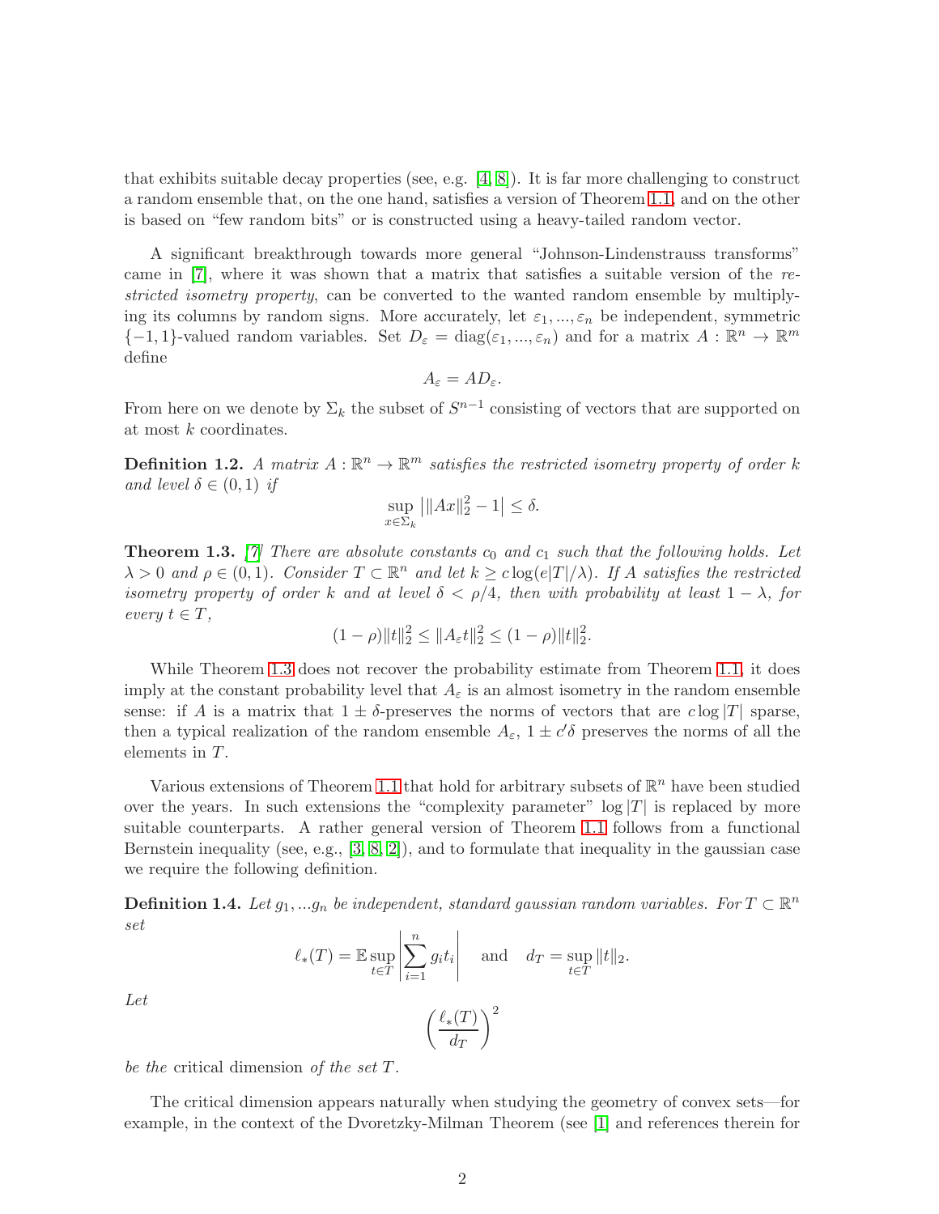that exhibits suitable decay properties (see, e.g. [4, 8]). It is far more challenging to construct a random ensemble that, on the one hand, satisfies a version of Theorem 1.1, and on the other is based on "few random bits" or is constructed using a heavy-tailed random vector.

A significant breakthrough towards more general "Johnson-Lindenstrauss transforms" came in [7], where it was shown that a matrix that satisfies a suitable version of the *restricted isometry property*, can be converted to the wanted random ensemble by multiplying its columns by random signs. More accurately, let $\varepsilon_1, ..., \varepsilon_n$ be independent, symmetric $\{-1, 1\}$-valued random variables. Set $D_\varepsilon = \mathrm{diag}(\varepsilon_1, ..., \varepsilon_n)$ and for a matrix $A : \mathbb{R}^n \to \mathbb{R}^m$ define

$$A_\varepsilon = AD_\varepsilon.$$

From here on we denote by $\Sigma_k$ the subset of $S^{n-1}$ consisting of vectors that are supported on at most $k$ coordinates.

**Definition 1.2.** *A matrix $A : \mathbb{R}^n \to \mathbb{R}^m$ satisfies the restricted isometry property of order $k$ and level $\delta \in (0, 1)$ if*

$$\sup_{x \in \Sigma_k} \left| \|Ax\|_2^2 - 1 \right| \leq \delta.$$

**Theorem 1.3.** *[7] There are absolute constants $c_0$ and $c_1$ such that the following holds. Let $\lambda > 0$ and $\rho \in (0, 1)$. Consider $T \subset \mathbb{R}^n$ and let $k \geq c \log(e|T|/\lambda)$. If $A$ satisfies the restricted isometry property of order $k$ and at level $\delta < \rho/4$, then with probability at least $1 - \lambda$, for every $t \in T$,*

$$(1 - \rho)\|t\|_2^2 \leq \|A_\varepsilon t\|_2^2 \leq (1 - \rho)\|t\|_2^2.$$

While Theorem 1.3 does not recover the probability estimate from Theorem 1.1, it does imply at the constant probability level that $A_\varepsilon$ is an almost isometry in the random ensemble sense: if $A$ is a matrix that $1 \pm \delta$-preserves the norms of vectors that are $c \log |T|$ sparse, then a typical realization of the random ensemble $A_\varepsilon$, $1 \pm c'\delta$ preserves the norms of all the elements in $T$.

Various extensions of Theorem 1.1 that hold for arbitrary subsets of $\mathbb{R}^n$ have been studied over the years. In such extensions the "complexity parameter" $\log |T|$ is replaced by more suitable counterparts. A rather general version of Theorem 1.1 follows from a functional Bernstein inequality (see, e.g., [3, 8, 2]), and to formulate that inequality in the gaussian case we require the following definition.

**Definition 1.4.** *Let $g_1, ...g_n$ be independent, standard gaussian random variables. For $T \subset \mathbb{R}^n$ set*

$$\ell_*(T) = \mathbb{E} \sup_{t \in T} \left| \sum_{i=1}^n g_i t_i \right| \quad \text{and} \quad d_T = \sup_{t \in T} \|t\|_2.$$

*Let*

$$\left( \frac{\ell_*(T)}{d_T} \right)^2$$

*be the* critical dimension *of the set $T$.*

The critical dimension appears naturally when studying the geometry of convex sets—for example, in the context of the Dvoretzky-Milman Theorem (see [1] and references therein for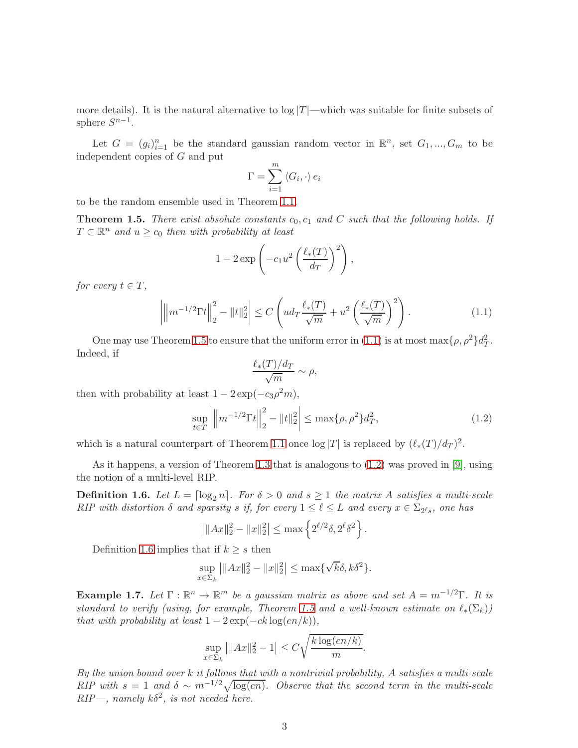more details). It is the natural alternative to $\log |T|$—which was suitable for finite subsets of sphere $S^{n-1}$.

Let $G = (g_i)_{i=1}^n$ be the standard gaussian random vector in $\mathbb{R}^n$, set $G_1, ..., G_m$ to be independent copies of $G$ and put

$$\Gamma = \sum_{i=1}^m \langle G_i, \cdot \rangle e_i$$

to be the random ensemble used in Theorem 1.1.

**Theorem 1.5.** *There exist absolute constants $c_0, c_1$ and $C$ such that the following holds. If $T \subset \mathbb{R}^n$ and $u \geq c_0$ then with probability at least*

$$1 - 2\exp\left(-c_1 u^2 \left(\frac{\ell_*(T)}{d_T}\right)^2\right),$$

*for every $t \in T$,*

$$\left| \left\| m^{-1/2} \Gamma t \right\|_2^2 - \|t\|_2^2 \right| \leq C \left( u d_T \frac{\ell_*(T)}{\sqrt{m}} + u^2 \left( \frac{\ell_*(T)}{\sqrt{m}} \right)^2 \right). \tag{1.1}$$

One may use Theorem 1.5 to ensure that the uniform error in (1.1) is at most $\max\{\rho, \rho^2\} d_T^2$. Indeed, if

$$\frac{\ell_*(T)/d_T}{\sqrt{m}} \sim \rho,$$

then with probability at least $1 - 2\exp(-c_3 \rho^2 m)$,

$$\sup_{t \in T} \left| \left\| m^{-1/2} \Gamma t \right\|_2^2 - \|t\|_2^2 \right| \leq \max\{\rho, \rho^2\} d_T^2, \tag{1.2}$$

which is a natural counterpart of Theorem 1.1 once $\log |T|$ is replaced by $(\ell_*(T)/d_T)^2$.

As it happens, a version of Theorem 1.3 that is analogous to (1.2) was proved in [9], using the notion of a multi-level RIP.

**Definition 1.6.** *Let $L = \lceil \log_2 n \rceil$. For $\delta > 0$ and $s \geq 1$ the matrix $A$ satisfies a multi-scale RIP with distortion $\delta$ and sparsity $s$ if, for every $1 \leq \ell \leq L$ and every $x \in \Sigma_{2^\ell s}$, one has*

$$\left| \|Ax\|_2^2 - \|x\|_2^2 \right| \leq \max\left\{ 2^{\ell/2} \delta, 2^\ell \delta^2 \right\}.$$

Definition 1.6 implies that if $k \geq s$ then

$$\sup_{x \in \Sigma_k} \left| \|Ax\|_2^2 - \|x\|_2^2 \right| \leq \max\{\sqrt{k}\delta, k\delta^2\}.$$

**Example 1.7.** *Let $\Gamma : \mathbb{R}^n \to \mathbb{R}^m$ be a gaussian matrix as above and set $A = m^{-1/2}\Gamma$. It is standard to verify (using, for example, Theorem 1.5 and a well-known estimate on $\ell_*(\Sigma_k)$) that with probability at least $1 - 2\exp(-ck\log(en/k))$,*

$$\sup_{x \in \Sigma_k} \left| \|Ax\|_2^2 - 1 \right| \leq C \sqrt{\frac{k \log(en/k)}{m}}.$$

*By the union bound over $k$ it follows that with a nontrivial probability, $A$ satisfies a multi-scale RIP with $s = 1$ and $\delta \sim m^{-1/2}\sqrt{\log(en)}$. Observe that the second term in the multi-scale RIP—, namely $k\delta^2$, is not needed here.*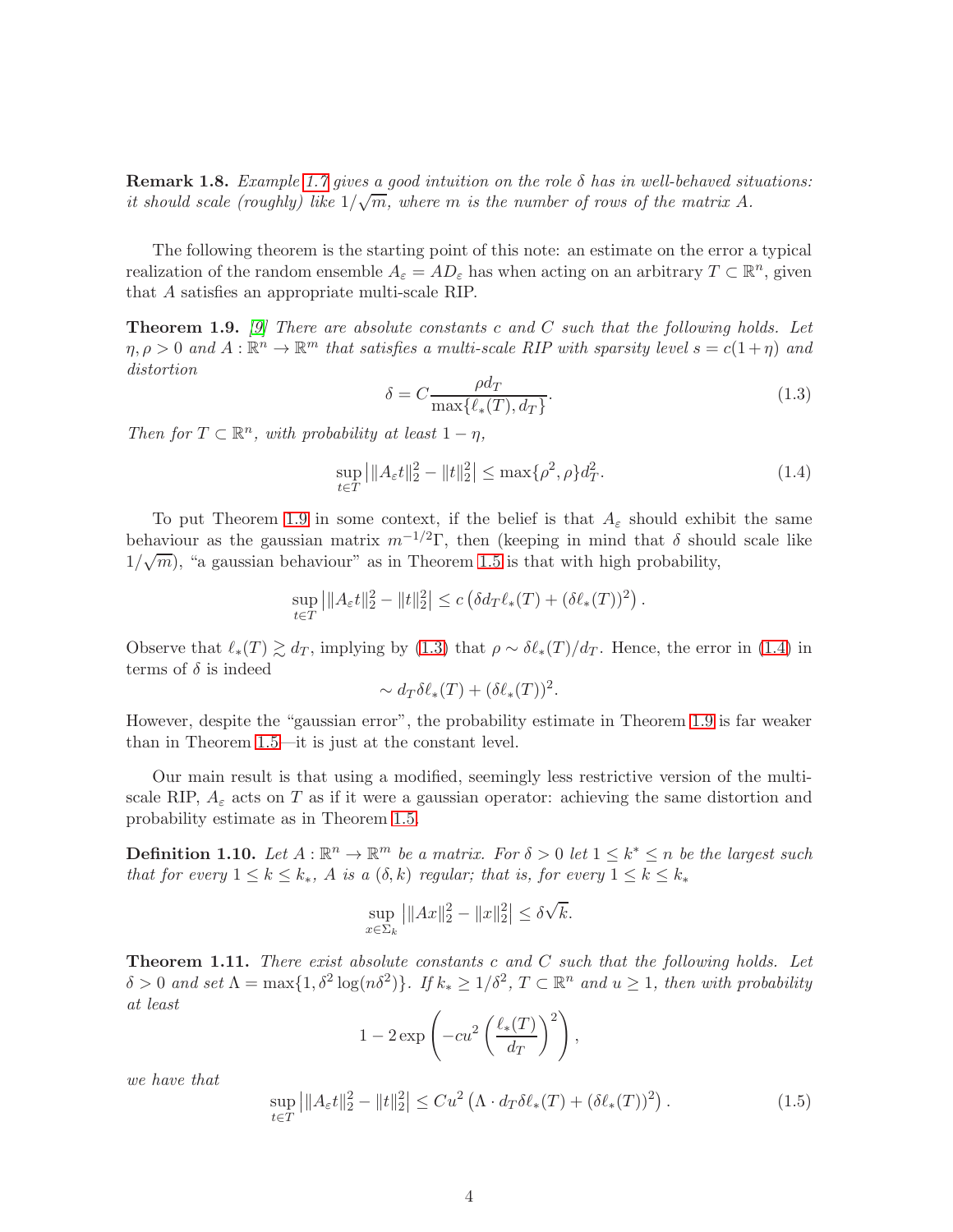**Remark 1.8.** *Example 1.7 gives a good intuition on the role $\delta$ has in well-behaved situations: it should scale (roughly) like $1/\sqrt{m}$, where $m$ is the number of rows of the matrix $A$.*

The following theorem is the starting point of this note: an estimate on the error a typical realization of the random ensemble $A_\varepsilon = AD_\varepsilon$ has when acting on an arbitrary $T \subset \mathbb{R}^n$, given that $A$ satisfies an appropriate multi-scale RIP.

**Theorem 1.9.** [9] *There are absolute constants $c$ and $C$ such that the following holds. Let $\eta, \rho > 0$ and $A : \mathbb{R}^n \to \mathbb{R}^m$ that satisfies a multi-scale RIP with sparsity level $s = c(1+\eta)$ and distortion*

$$\delta = C \frac{\rho d_T}{\max\{\ell_*(T), d_T\}}. \tag{1.3}$$

*Then for $T \subset \mathbb{R}^n$, with probability at least $1 - \eta$,*

$$\sup_{t \in T} \left| \|A_\varepsilon t\|_2^2 - \|t\|_2^2 \right| \leq \max\{\rho^2, \rho\} d_T^2. \tag{1.4}$$

To put Theorem 1.9 in some context, if the belief is that $A_\varepsilon$ should exhibit the same behaviour as the gaussian matrix $m^{-1/2}\Gamma$, then (keeping in mind that $\delta$ should scale like $1/\sqrt{m}$), "a gaussian behaviour" as in Theorem 1.5 is that with high probability,

$$\sup_{t \in T} \left| \|A_\varepsilon t\|_2^2 - \|t\|_2^2 \right| \leq c \left( \delta d_T \ell_*(T) + (\delta \ell_*(T))^2 \right).$$

Observe that $\ell_*(T) \gtrsim d_T$, implying by (1.3) that $\rho \sim \delta \ell_*(T)/d_T$. Hence, the error in (1.4) in terms of $\delta$ is indeed

$$\sim d_T \delta \ell_*(T) + (\delta \ell_*(T))^2.$$

However, despite the "gaussian error", the probability estimate in Theorem 1.9 is far weaker than in Theorem 1.5—it is just at the constant level.

Our main result is that using a modified, seemingly less restrictive version of the multi-scale RIP, $A_\varepsilon$ acts on $T$ as if it were a gaussian operator: achieving the same distortion and probability estimate as in Theorem 1.5.

**Definition 1.10.** *Let $A : \mathbb{R}^n \to \mathbb{R}^m$ be a matrix. For $\delta > 0$ let $1 \leq k^* \leq n$ be the largest such that for every $1 \leq k \leq k_*$, $A$ is a $(\delta, k)$ regular; that is, for every $1 \leq k \leq k_*$*

$$\sup_{x \in \Sigma_k} \left| \|Ax\|_2^2 - \|x\|_2^2 \right| \leq \delta \sqrt{k}.$$

**Theorem 1.11.** *There exist absolute constants $c$ and $C$ such that the following holds. Let $\delta > 0$ and set $\Lambda = \max\{1, \delta^2 \log(n\delta^2)\}$. If $k_* \geq 1/\delta^2$, $T \subset \mathbb{R}^n$ and $u \geq 1$, then with probability at least*

$$1 - 2\exp\left( -cu^2 \left( \frac{\ell_*(T)}{d_T} \right)^2 \right),$$

*we have that*

$$\sup_{t \in T} \left| \|A_\varepsilon t\|_2^2 - \|t\|_2^2 \right| \leq Cu^2 \left( \Lambda \cdot d_T \delta \ell_*(T) + (\delta \ell_*(T))^2 \right). \tag{1.5}$$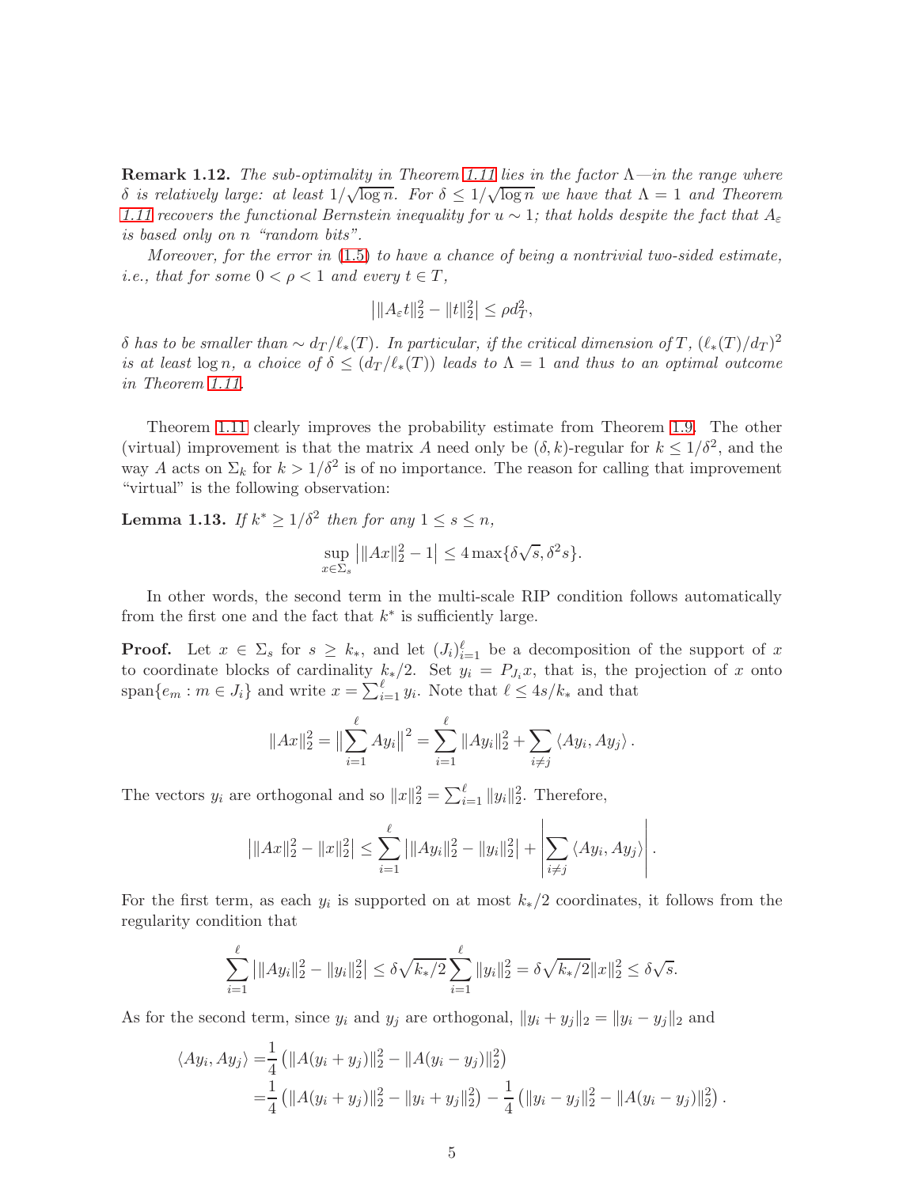**Remark 1.12.** *The sub-optimality in Theorem 1.11 lies in the factor $\Lambda$—in the range where $\delta$ is relatively large: at least $1/\sqrt{\log n}$. For $\delta \leq 1/\sqrt{\log n}$ we have that $\Lambda = 1$ and Theorem 1.11 recovers the functional Bernstein inequality for $u \sim 1$; that holds despite the fact that $A_\varepsilon$ is based only on $n$ "random bits".*

*Moreover, for the error in (1.5) to have a chance of being a nontrivial two-sided estimate, i.e., that for some $0 < \rho < 1$ and every $t \in T$,*

$$\left| \|A_\varepsilon t\|_2^2 - \|t\|_2^2 \right| \leq \rho d_T^2,$$

*$\delta$ has to be smaller than $\sim d_T/\ell_*(T)$. In particular, if the critical dimension of $T$, $(\ell_*(T)/d_T)^2$ is at least $\log n$, a choice of $\delta \leq (d_T/\ell_*(T))$ leads to $\Lambda = 1$ and thus to an optimal outcome in Theorem 1.11.*

Theorem 1.11 clearly improves the probability estimate from Theorem 1.9. The other (virtual) improvement is that the matrix $A$ need only be $(\delta, k)$-regular for $k \leq 1/\delta^2$, and the way $A$ acts on $\Sigma_k$ for $k > 1/\delta^2$ is of no importance. The reason for calling that improvement "virtual" is the following observation:

**Lemma 1.13.** *If $k^* \geq 1/\delta^2$ then for any $1 \leq s \leq n$,*

$$\sup_{x \in \Sigma_s} \left| \|Ax\|_2^2 - 1 \right| \leq 4 \max\{\delta\sqrt{s}, \delta^2 s\}.$$

In other words, the second term in the multi-scale RIP condition follows automatically from the first one and the fact that $k^*$ is sufficiently large.

**Proof.** Let $x \in \Sigma_s$ for $s \geq k_*$, and let $(J_i)_{i=1}^\ell$ be a decomposition of the support of $x$ to coordinate blocks of cardinality $k_*/2$. Set $y_i = P_{J_i} x$, that is, the projection of $x$ onto $\text{span}\{e_m : m \in J_i\}$ and write $x = \sum_{i=1}^\ell y_i$. Note that $\ell \leq 4s/k_*$ and that

$$\|Ax\|_2^2 = \Big\| \sum_{i=1}^\ell Ay_i \Big\|^2 = \sum_{i=1}^\ell \|Ay_i\|_2^2 + \sum_{i \neq j} \langle Ay_i, Ay_j \rangle.$$

The vectors $y_i$ are orthogonal and so $\|x\|_2^2 = \sum_{i=1}^\ell \|y_i\|_2^2$. Therefore,

$$\left| \|Ax\|_2^2 - \|x\|_2^2 \right| \leq \sum_{i=1}^\ell \left| \|Ay_i\|_2^2 - \|y_i\|_2^2 \right| + \left| \sum_{i \neq j} \langle Ay_i, Ay_j \rangle \right|.$$

For the first term, as each $y_i$ is supported on at most $k_*/2$ coordinates, it follows from the regularity condition that

$$\sum_{i=1}^\ell \left| \|Ay_i\|_2^2 - \|y_i\|_2^2 \right| \leq \delta\sqrt{k_*/2} \sum_{i=1}^\ell \|y_i\|_2^2 = \delta\sqrt{k_*/2}\|x\|_2^2 \leq \delta\sqrt{s}.$$

As for the second term, since $y_i$ and $y_j$ are orthogonal, $\|y_i + y_j\|_2 = \|y_i - y_j\|_2$ and

$$\begin{aligned}
\langle Ay_i, Ay_j \rangle =& \frac{1}{4}\left( \|A(y_i + y_j)\|_2^2 - \|A(y_i - y_j)\|_2^2 \right) \\
=& \frac{1}{4}\left( \|A(y_i + y_j)\|_2^2 - \|y_i + y_j\|_2^2 \right) - \frac{1}{4}\left( \|y_i - y_j\|_2^2 - \|A(y_i - y_j)\|_2^2 \right).
\end{aligned}$$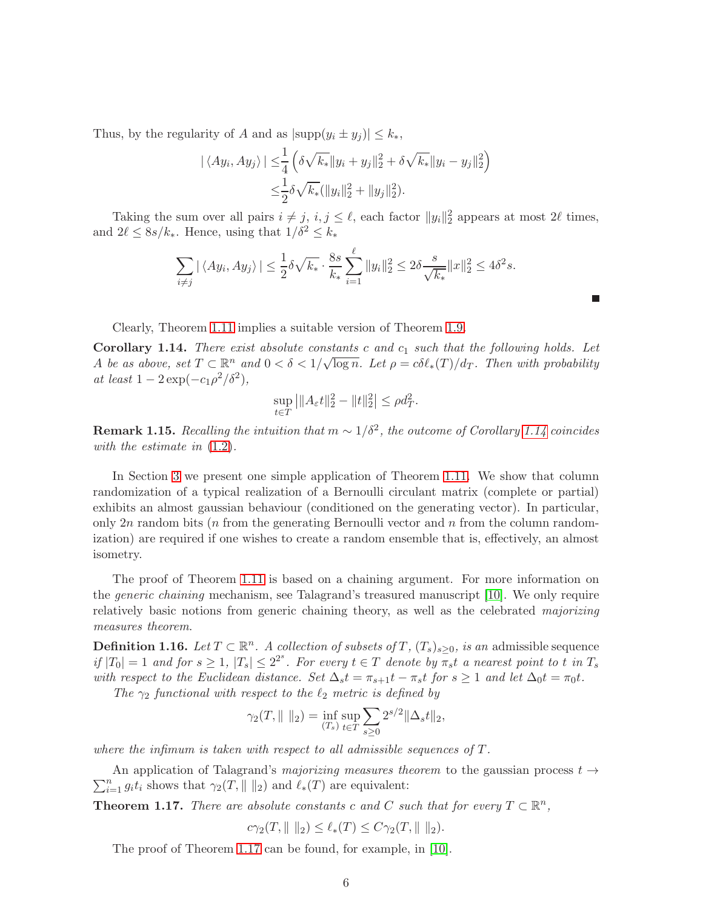Thus, by the regularity of $A$ and as $|\mathrm{supp}(y_i \pm y_j)| \le k_*$,

$$
\begin{aligned}
|\langle Ay_i, Ay_j \rangle| \le & \frac{1}{4}\left(\delta\sqrt{k_*}\|y_i + y_j\|_2^2 + \delta\sqrt{k_*}\|y_i - y_j\|_2^2\right) \\
\le & \frac{1}{2}\delta\sqrt{k_*}(\|y_i\|_2^2 + \|y_j\|_2^2).
\end{aligned}
$$

Taking the sum over all pairs $i \ne j$, $i, j \le \ell$, each factor $\|y_i\|_2^2$ appears at most $2\ell$ times, and $2\ell \le 8s/k_*$. Hence, using that $1/\delta^2 \le k_*$

$$
\sum_{i \ne j} |\langle Ay_i, Ay_j \rangle| \le \frac{1}{2}\delta\sqrt{k_*} \cdot \frac{8s}{k_*}\sum_{i=1}^{\ell}\|y_i\|_2^2 \le 2\delta\frac{s}{\sqrt{k_*}}\|x\|_2^2 \le 4\delta^2 s.
$$

■

Clearly, Theorem 1.11 implies a suitable version of Theorem 1.9.

**Corollary 1.14.** *There exist absolute constants $c$ and $c_1$ such that the following holds. Let $A$ be as above, set $T \subset \mathbb{R}^n$ and $0 < \delta < 1/\sqrt{\log n}$. Let $\rho = c\delta\ell_*(T)/d_T$. Then with probability at least $1 - 2\exp(-c_1\rho^2/\delta^2)$,*

$$
\sup_{t \in T}\left|\|A_\varepsilon t\|_2^2 - \|t\|_2^2\right| \le \rho d_T^2.
$$

**Remark 1.15.** *Recalling the intuition that $m \sim 1/\delta^2$, the outcome of Corollary 1.14 coincides with the estimate in (1.2).*

In Section 3 we present one simple application of Theorem 1.11. We show that column randomization of a typical realization of a Bernoulli circulant matrix (complete or partial) exhibits an almost gaussian behaviour (conditioned on the generating vector). In particular, only $2n$ random bits ($n$ from the generating Bernoulli vector and $n$ from the column randomization) are required if one wishes to create a random ensemble that is, effectively, an almost isometry.

The proof of Theorem 1.11 is based on a chaining argument. For more information on the *generic chaining* mechanism, see Talagrand's treasured manuscript [10]. We only require relatively basic notions from generic chaining theory, as well as the celebrated *majorizing measures theorem.*

**Definition 1.16.** *Let $T \subset \mathbb{R}^n$. A collection of subsets of $T$, $(T_s)_{s \ge 0}$, is an* admissible sequence *if $|T_0| = 1$ and for $s \ge 1$, $|T_s| \le 2^{2^s}$. For every $t \in T$ denote by $\pi_s t$ a nearest point to $t$ in $T_s$ with respect to the Euclidean distance. Set $\Delta_s t = \pi_{s+1}t - \pi_s t$ for $s \ge 1$ and let $\Delta_0 t = \pi_0 t$.*

*The $\gamma_2$ functional with respect to the $\ell_2$ metric is defined by*

$$
\gamma_2(T, \|\ \|_2) = \inf_{(T_s)}\sup_{t \in T}\sum_{s \ge 0} 2^{s/2}\|\Delta_s t\|_2,
$$

*where the infimum is taken with respect to all admissible sequences of $T$.*

An application of Talagrand's *majorizing measures theorem* to the gaussian process $t \to \sum_{i=1}^n g_i t_i$ shows that $\gamma_2(T, \|\ \|_2)$ and $\ell_*(T)$ are equivalent:

**Theorem 1.17.** *There are absolute constants $c$ and $C$ such that for every $T \subset \mathbb{R}^n$,*

$$
c\gamma_2(T, \|\ \|_2) \le \ell_*(T) \le C\gamma_2(T, \|\ \|_2).
$$

The proof of Theorem 1.17 can be found, for example, in [10].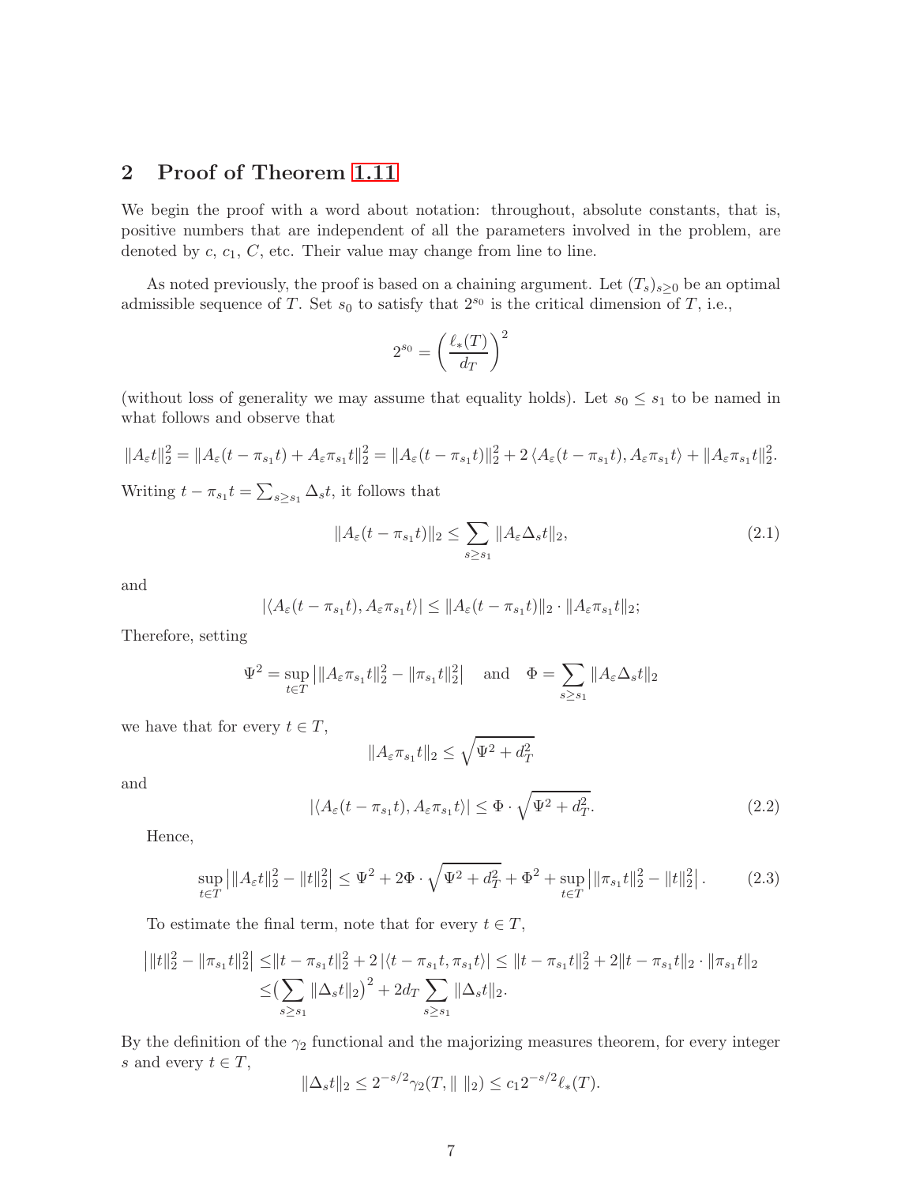## 2 Proof of Theorem 1.11

We begin the proof with a word about notation: throughout, absolute constants, that is, positive numbers that are independent of all the parameters involved in the problem, are denoted by $c$, $c_1$, $C$, etc. Their value may change from line to line.

As noted previously, the proof is based on a chaining argument. Let $(T_s)_{s\geq 0}$ be an optimal admissible sequence of $T$. Set $s_0$ to satisfy that $2^{s_0}$ is the critical dimension of $T$, i.e.,

$$2^{s_0} = \left(\frac{\ell_*(T)}{d_T}\right)^2$$

(without loss of generality we may assume that equality holds). Let $s_0 \leq s_1$ to be named in what follows and observe that

$$\|A_\varepsilon t\|_2^2 = \|A_\varepsilon(t-\pi_{s_1}t) + A_\varepsilon \pi_{s_1} t\|_2^2 = \|A_\varepsilon(t-\pi_{s_1}t)\|_2^2 + 2\left\langle A_\varepsilon(t-\pi_{s_1}t), A_\varepsilon \pi_{s_1} t\right\rangle + \|A_\varepsilon \pi_{s_1} t\|_2^2.$$

Writing $t - \pi_{s_1}t = \sum_{s\geq s_1} \Delta_s t$, it follows that

$$\|A_\varepsilon(t-\pi_{s_1}t)\|_2 \leq \sum_{s\geq s_1} \|A_\varepsilon \Delta_s t\|_2, \tag{2.1}$$

and

$$|\langle A_\varepsilon(t-\pi_{s_1}t), A_\varepsilon \pi_{s_1} t\rangle| \leq \|A_\varepsilon(t-\pi_{s_1}t)\|_2 \cdot \|A_\varepsilon \pi_{s_1} t\|_2;$$

Therefore, setting

$$\Psi^2 = \sup_{t\in T}\left|\|A_\varepsilon \pi_{s_1} t\|_2^2 - \|\pi_{s_1}t\|_2^2\right| \quad \text{and} \quad \Phi = \sum_{s\geq s_1} \|A_\varepsilon \Delta_s t\|_2$$

we have that for every $t \in T$,

$$\|A_\varepsilon \pi_{s_1} t\|_2 \leq \sqrt{\Psi^2 + d_T^2}$$

and

$$|\langle A_\varepsilon(t-\pi_{s_1}t), A_\varepsilon \pi_{s_1} t\rangle| \leq \Phi \cdot \sqrt{\Psi^2 + d_T^2}. \tag{2.2}$$

Hence,

$$\sup_{t\in T}\left|\|A_\varepsilon t\|_2^2 - \|t\|_2^2\right| \leq \Psi^2 + 2\Phi\cdot\sqrt{\Psi^2 + d_T^2} + \Phi^2 + \sup_{t\in T}\left|\|\pi_{s_1}t\|_2^2 - \|t\|_2^2\right|. \tag{2.3}$$

To estimate the final term, note that for every $t \in T$,

$$\begin{aligned}\left|\|t\|_2^2 - \|\pi_{s_1}t\|_2^2\right| \leq& \|t-\pi_{s_1}t\|_2^2 + 2\left|\langle t-\pi_{s_1}t, \pi_{s_1}t\rangle\right| \leq \|t-\pi_{s_1}t\|_2^2 + 2\|t-\pi_{s_1}t\|_2 \cdot \|\pi_{s_1}t\|_2 \\ \leq& \big(\sum_{s\geq s_1} \|\Delta_s t\|_2\big)^2 + 2d_T \sum_{s\geq s_1}\|\Delta_s t\|_2.\end{aligned}$$

By the definition of the $\gamma_2$ functional and the majorizing measures theorem, for every integer $s$ and every $t \in T$,

$$\|\Delta_s t\|_2 \leq 2^{-s/2}\gamma_2(T, \| \ \|_2) \leq c_1 2^{-s/2}\ell_*(T).$$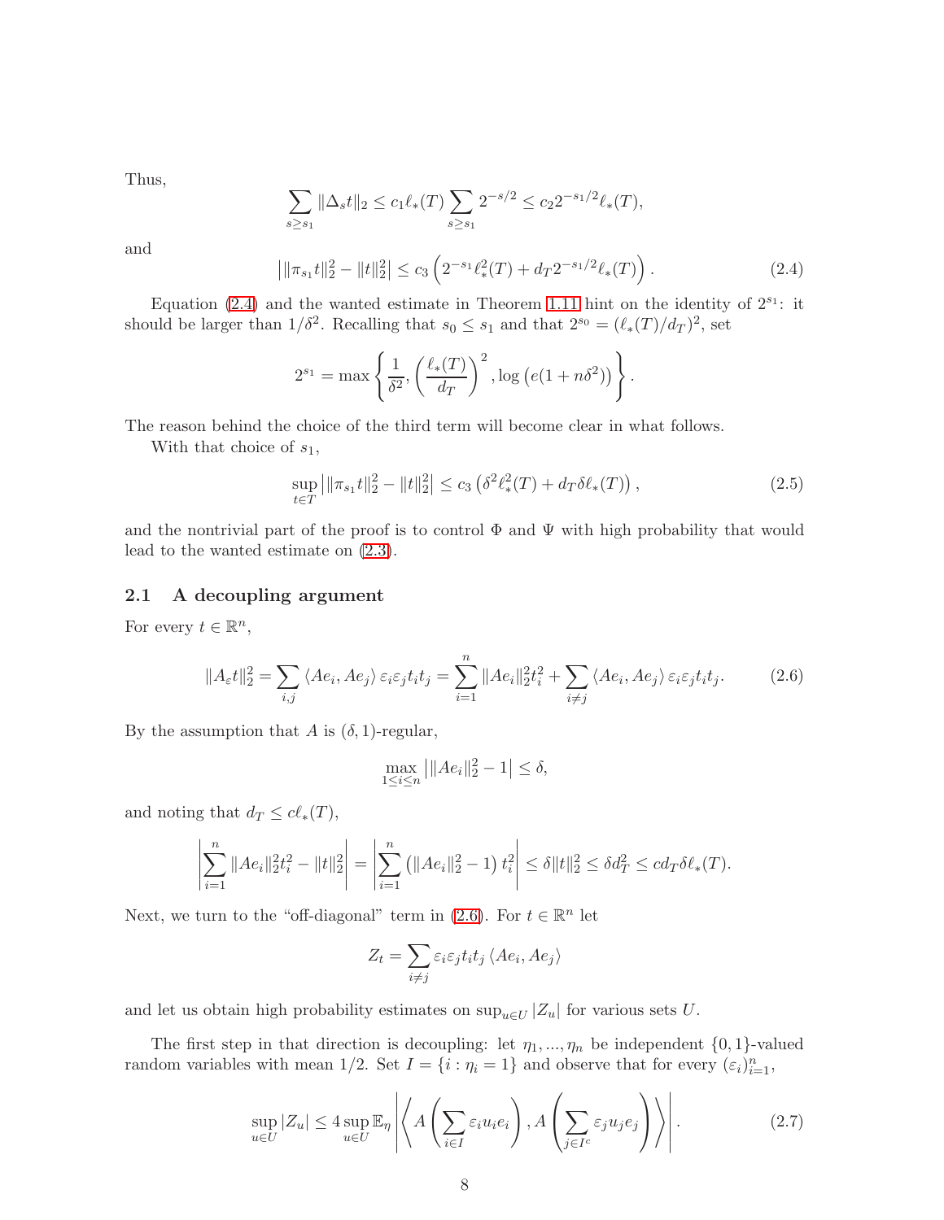Thus,

$$\sum_{s \geq s_1} \|\Delta_s t\|_2 \leq c_1 \ell_*(T) \sum_{s \geq s_1} 2^{-s/2} \leq c_2 2^{-s_1/2} \ell_*(T),$$

and

$$\left| \|\pi_{s_1} t\|_2^2 - \|t\|_2^2 \right| \leq c_3 \left( 2^{-s_1} \ell_*^2(T) + d_T 2^{-s_1/2} \ell_*(T) \right). \tag{2.4}$$

Equation (2.4) and the wanted estimate in Theorem 1.11 hint on the identity of $2^{s_1}$: it should be larger than $1/\delta^2$. Recalling that $s_0 \leq s_1$ and that $2^{s_0} = (\ell_*(T)/d_T)^2$, set

$$2^{s_1} = \max \left\{ \frac{1}{\delta^2}, \left( \frac{\ell_*(T)}{d_T} \right)^2, \log \left( e(1 + n\delta^2) \right) \right\}.$$

The reason behind the choice of the third term will become clear in what follows.

With that choice of $s_1$,

$$\sup_{t \in T} \left| \|\pi_{s_1} t\|_2^2 - \|t\|_2^2 \right| \leq c_3 \left( \delta^2 \ell_*^2(T) + d_T \delta \ell_*(T) \right), \tag{2.5}$$

and the nontrivial part of the proof is to control $\Phi$ and $\Psi$ with high probability that would lead to the wanted estimate on (2.3).

## 2.1 A decoupling argument

For every $t \in \mathbb{R}^n$,

$$\|A_\varepsilon t\|_2^2 = \sum_{i,j} \langle Ae_i, Ae_j \rangle \varepsilon_i \varepsilon_j t_i t_j = \sum_{i=1}^n \|Ae_i\|_2^2 t_i^2 + \sum_{i \neq j} \langle Ae_i, Ae_j \rangle \varepsilon_i \varepsilon_j t_i t_j. \tag{2.6}$$

By the assumption that $A$ is $(\delta, 1)$-regular,

$$\max_{1 \leq i \leq n} \left| \|Ae_i\|_2^2 - 1 \right| \leq \delta,$$

and noting that $d_T \leq c \ell_*(T)$,

$$\left| \sum_{i=1}^n \|Ae_i\|_2^2 t_i^2 - \|t\|_2^2 \right| = \left| \sum_{i=1}^n \left( \|Ae_i\|_2^2 - 1 \right) t_i^2 \right| \leq \delta \|t\|_2^2 \leq \delta d_T^2 \leq c d_T \delta \ell_*(T).$$

Next, we turn to the "off-diagonal" term in (2.6). For $t \in \mathbb{R}^n$ let

$$Z_t = \sum_{i \neq j} \varepsilon_i \varepsilon_j t_i t_j \langle Ae_i, Ae_j \rangle$$

and let us obtain high probability estimates on $\sup_{u \in U} |Z_u|$ for various sets $U$.

The first step in that direction is decoupling: let $\eta_1, ..., \eta_n$ be independent $\{0,1\}$-valued random variables with mean $1/2$. Set $I = \{i : \eta_i = 1\}$ and observe that for every $(\varepsilon_i)_{i=1}^n$,

$$\sup_{u \in U} |Z_u| \leq 4 \sup_{u \in U} \mathbb{E}_\eta \left| \left\langle A\left( \sum_{i \in I} \varepsilon_i u_i e_i \right), A\left( \sum_{j \in I^c} \varepsilon_j u_j e_j \right) \right\rangle \right|. \tag{2.7}$$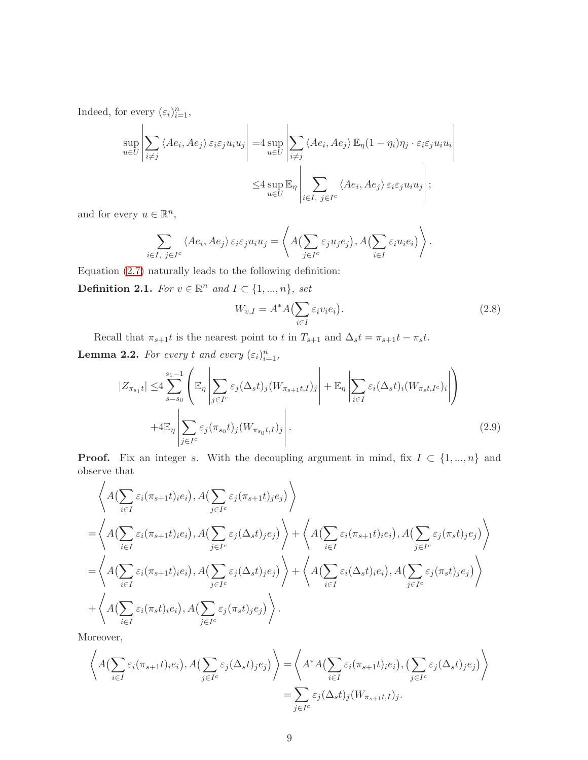Indeed, for every $(\varepsilon_i)_{i=1}^n$,

$$
\begin{aligned}
\sup_{u\in U}\left|\sum_{i\neq j}\langle Ae_i,Ae_j\rangle\,\varepsilon_i\varepsilon_j u_i u_j\right| =& 4\sup_{u\in U}\left|\sum_{i\neq j}\langle Ae_i,Ae_j\rangle\,\mathbb{E}_\eta(1-\eta_i)\eta_j\cdot\varepsilon_i\varepsilon_j u_i u_i\right| \\
\le& 4\sup_{u\in U}\mathbb{E}_\eta\left|\sum_{i\in I,\ j\in I^c}\langle Ae_i,Ae_j\rangle\,\varepsilon_i\varepsilon_j u_i u_j\right|;
\end{aligned}
$$

and for every $u\in\mathbb{R}^n$,

$$
\sum_{i\in I,\ j\in I^c}\langle Ae_i,Ae_j\rangle\,\varepsilon_i\varepsilon_j u_i u_j = \left\langle A\big(\sum_{j\in I^c}\varepsilon_j u_j e_j\big), A\big(\sum_{i\in I}\varepsilon_i u_i e_i\big)\right\rangle.
$$

Equation (2.7) naturally leads to the following definition:

**Definition 2.1.** *For $v\in\mathbb{R}^n$ and $I\subset\{1,...,n\}$, set*

$$
W_{v,I}=A^*A\big(\sum_{i\in I}\varepsilon_i v_i e_i\big). \tag{2.8}
$$

Recall that $\pi_{s+1}t$ is the nearest point to $t$ in $T_{s+1}$ and $\Delta_s t=\pi_{s+1}t-\pi_s t$.

**Lemma 2.2.** *For every $t$ and every $(\varepsilon_i)_{i=1}^n$,*

$$
\begin{aligned}
|Z_{\pi_{s_1}t}| \le& 4\sum_{s=s_0}^{s_1-1}\left(\mathbb{E}_\eta\left|\sum_{j\in I^c}\varepsilon_j(\Delta_s t)_j(W_{\pi_{s+1}t,I})_j\right| + \mathbb{E}_\eta\left|\sum_{i\in I}\varepsilon_i(\Delta_s t)_i(W_{\pi_s t,I^c})_i\right|\right) \\
&+4\mathbb{E}_\eta\left|\sum_{j\in I^c}\varepsilon_j(\pi_{s_0}t)_j(W_{\pi_{s_0}t,I})_j\right|.
\end{aligned} \tag{2.9}
$$

**Proof.** Fix an integer $s$. With the decoupling argument in mind, fix $I\subset\{1,...,n\}$ and observe that

$$
\begin{aligned}
&\left\langle A\big(\sum_{i\in I}\varepsilon_i(\pi_{s+1}t)_i e_i\big), A\big(\sum_{j\in I^c}\varepsilon_j(\pi_{s+1}t)_j e_j\big)\right\rangle \\
=&\left\langle A\big(\sum_{i\in I}\varepsilon_i(\pi_{s+1}t)_i e_i\big), A\big(\sum_{j\in I^c}\varepsilon_j(\Delta_s t)_j e_j\big)\right\rangle + \left\langle A\big(\sum_{i\in I}\varepsilon_i(\pi_{s+1}t)_i e_i\big), A\big(\sum_{j\in I^c}\varepsilon_j(\pi_s t)_j e_j\big)\right\rangle \\
=&\left\langle A\big(\sum_{i\in I}\varepsilon_i(\pi_{s+1}t)_i e_i\big), A\big(\sum_{j\in I^c}\varepsilon_j(\Delta_s t)_j e_j\big)\right\rangle + \left\langle A\big(\sum_{i\in I}\varepsilon_i(\Delta_s t)_i e_i\big), A\big(\sum_{j\in I^c}\varepsilon_j(\pi_s t)_j e_j\big)\right\rangle \\
&+\left\langle A\big(\sum_{i\in I}\varepsilon_i(\pi_s t)_i e_i\big), A\big(\sum_{j\in I^c}\varepsilon_j(\pi_s t)_j e_j\big)\right\rangle.
\end{aligned}
$$

Moreover,

$$
\begin{aligned}
\left\langle A\big(\sum_{i\in I}\varepsilon_i(\pi_{s+1}t)_i e_i\big), A\big(\sum_{j\in I^c}\varepsilon_j(\Delta_s t)_j e_j\big)\right\rangle =& \left\langle A^*A\big(\sum_{i\in I}\varepsilon_i(\pi_{s+1}t)_i e_i\big), \big(\sum_{j\in I^c}\varepsilon_j(\Delta_s t)_j e_j\big)\right\rangle \\
=&\sum_{j\in I^c}\varepsilon_j(\Delta_s t)_j(W_{\pi_{s+1}t,I})_j.
\end{aligned}
$$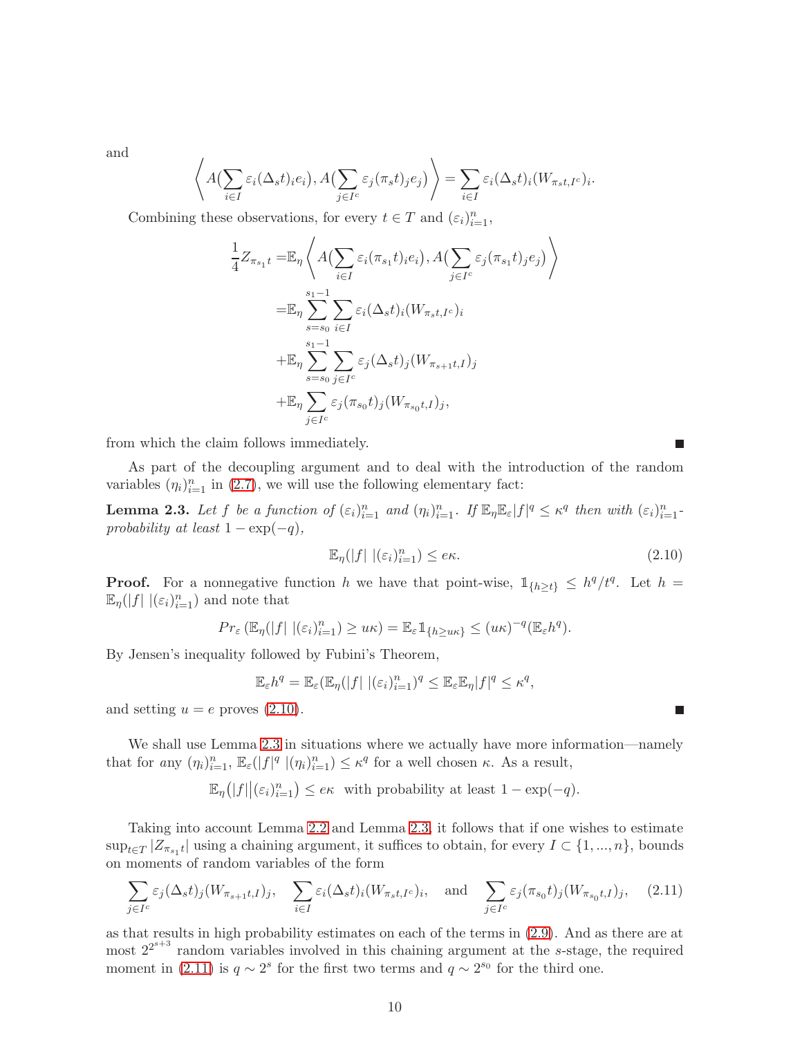and

$$\left\langle A(\sum_{i\in I}\varepsilon_i(\Delta_s t)_i e_i), A(\sum_{j\in I^c}\varepsilon_j(\pi_s t)_j e_j)\right\rangle = \sum_{i\in I}\varepsilon_i(\Delta_s t)_i(W_{\pi_s t, I^c})_i.$$

Combining these observations, for every $t \in T$ and $(\varepsilon_i)_{i=1}^n$,

$$\begin{aligned}
\frac{1}{4}Z_{\pi_{s_1}t} =& \mathbb{E}_\eta \left\langle A(\sum_{i\in I}\varepsilon_i(\pi_{s_1}t)_i e_i), A(\sum_{j\in I^c}\varepsilon_j(\pi_{s_1}t)_j e_j)\right\rangle \\
=& \mathbb{E}_\eta \sum_{s=s_0}^{s_1-1}\sum_{i\in I}\varepsilon_i(\Delta_s t)_i(W_{\pi_s t, I^c})_i \\
&+ \mathbb{E}_\eta \sum_{s=s_0}^{s_1-1}\sum_{j\in I^c}\varepsilon_j(\Delta_s t)_j(W_{\pi_{s+1}t, I})_j \\
&+ \mathbb{E}_\eta \sum_{j\in I^c}\varepsilon_j(\pi_{s_0}t)_j(W_{\pi_{s_0}t, I})_j,
\end{aligned}$$

from which the claim follows immediately. ∎

As part of the decoupling argument and to deal with the introduction of the random variables $(\eta_i)_{i=1}^n$ in (2.7), we will use the following elementary fact:

**Lemma 2.3.** *Let $f$ be a function of $(\varepsilon_i)_{i=1}^n$ and $(\eta_i)_{i=1}^n$. If $\mathbb{E}_\eta\mathbb{E}_\varepsilon|f|^q \leq \kappa^q$ then with $(\varepsilon_i)_{i=1}^n$-probability at least $1-\exp(-q)$,*

$$\mathbb{E}_\eta(|f| \ |(\varepsilon_i)_{i=1}^n) \leq e\kappa. \tag{2.10}$$

**Proof.** For a nonnegative function $h$ we have that point-wise, $\mathbb{1}_{\{h\geq t\}} \leq h^q/t^q$. Let $h = \mathbb{E}_\eta(|f| \ |(\varepsilon_i)_{i=1}^n)$ and note that

$$Pr_\varepsilon\left(\mathbb{E}_\eta(|f| \ |(\varepsilon_i)_{i=1}^n) \geq u\kappa\right) = \mathbb{E}_\varepsilon \mathbb{1}_{\{h\geq u\kappa\}} \leq (u\kappa)^{-q}(\mathbb{E}_\varepsilon h^q).$$

By Jensen's inequality followed by Fubini's Theorem,

$$\mathbb{E}_\varepsilon h^q = \mathbb{E}_\varepsilon(\mathbb{E}_\eta(|f| \ |(\varepsilon_i)_{i=1}^n)^q \leq \mathbb{E}_\varepsilon\mathbb{E}_\eta|f|^q \leq \kappa^q,$$

and setting $u = e$ proves (2.10). ∎

We shall use Lemma 2.3 in situations where we actually have more information—namely that for *any* $(\eta_i)_{i=1}^n$, $\mathbb{E}_\varepsilon(|f|^q \ |(\eta_i)_{i=1}^n) \leq \kappa^q$ for a well chosen $\kappa$. As a result,

$$\mathbb{E}_\eta\big(|f|\big|(\varepsilon_i)_{i=1}^n\big) \leq e\kappa \ \text{ with probability at least } 1-\exp(-q).$$

Taking into account Lemma 2.2 and Lemma 2.3, it follows that if one wishes to estimate $\sup_{t\in T}|Z_{\pi_{s_1}t}|$ using a chaining argument, it suffices to obtain, for every $I \subset \{1,...,n\}$, bounds on moments of random variables of the form

$$\sum_{j\in I^c}\varepsilon_j(\Delta_s t)_j(W_{\pi_{s+1}t,I})_j, \quad \sum_{i\in I}\varepsilon_i(\Delta_s t)_i(W_{\pi_s t, I^c})_i, \quad \text{and} \quad \sum_{j\in I^c}\varepsilon_j(\pi_{s_0}t)_j(W_{\pi_{s_0}t,I})_j, \tag{2.11}$$

as that results in high probability estimates on each of the terms in (2.9). And as there are at most $2^{2^{s+3}}$ random variables involved in this chaining argument at the $s$-stage, the required moment in (2.11) is $q \sim 2^s$ for the first two terms and $q \sim 2^{s_0}$ for the third one.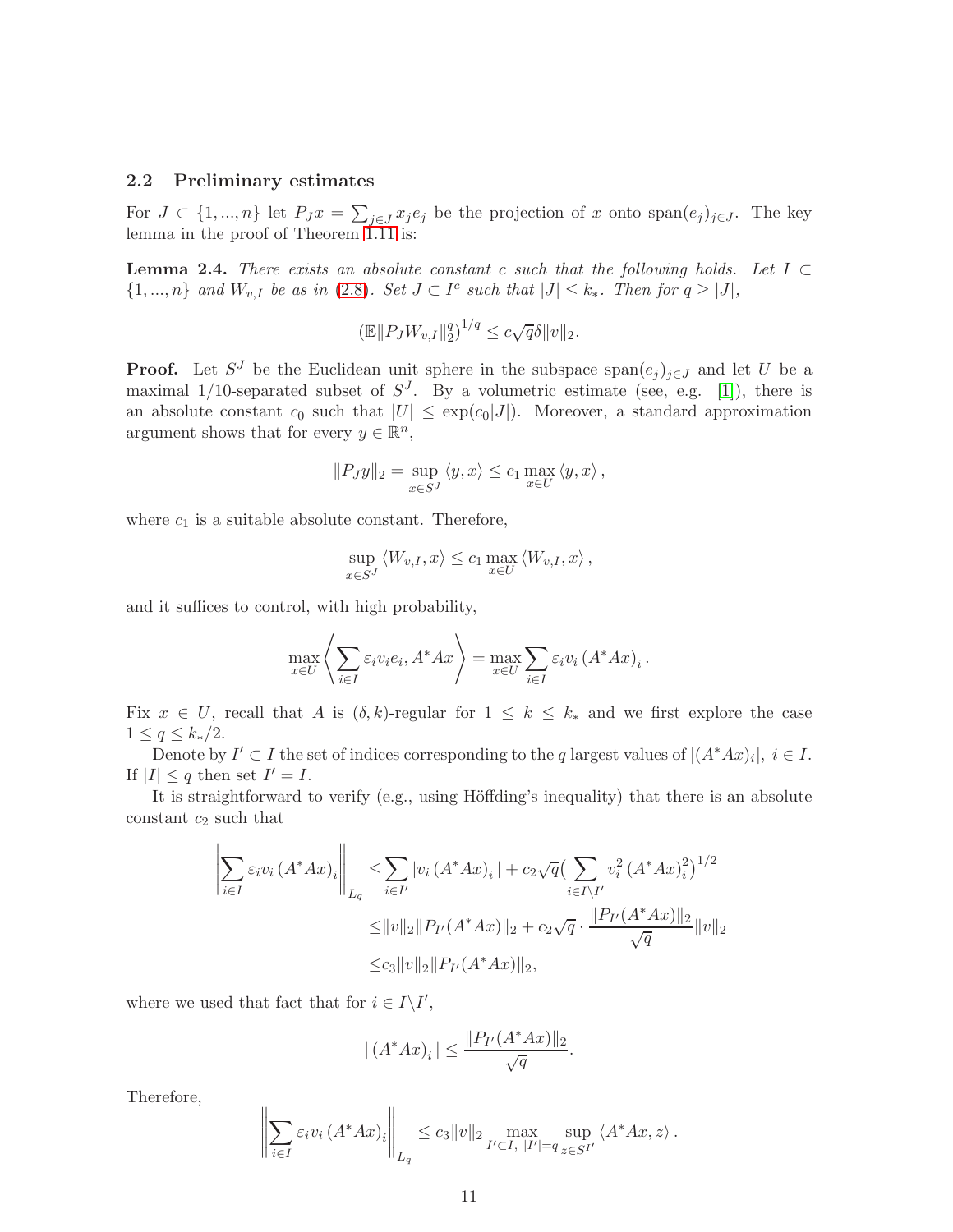### 2.2 Preliminary estimates

For $J \subset \{1,...,n\}$ let $P_J x = \sum_{j \in J} x_j e_j$ be the projection of $x$ onto $\mathrm{span}(e_j)_{j \in J}$. The key lemma in the proof of Theorem 1.11 is:

**Lemma 2.4.** *There exists an absolute constant $c$ such that the following holds. Let $I \subset \{1,...,n\}$ and $W_{v,I}$ be as in (2.8). Set $J \subset I^c$ such that $|J| \le k_*$. Then for $q \ge |J|$,*

$$\left(\mathbb{E}\|P_J W_{v,I}\|_2^q\right)^{1/q} \le c\sqrt{q}\delta\|v\|_2.$$

**Proof.** Let $S^J$ be the Euclidean unit sphere in the subspace $\mathrm{span}(e_j)_{j \in J}$ and let $U$ be a maximal $1/10$-separated subset of $S^J$. By a volumetric estimate (see, e.g. [1]), there is an absolute constant $c_0$ such that $|U| \le \exp(c_0|J|)$. Moreover, a standard approximation argument shows that for every $y \in \mathbb{R}^n$,

$$\|P_J y\|_2 = \sup_{x \in S^J} \langle y, x\rangle \le c_1 \max_{x \in U} \langle y, x\rangle,$$

where $c_1$ is a suitable absolute constant. Therefore,

$$\sup_{x \in S^J} \langle W_{v,I}, x\rangle \le c_1 \max_{x \in U} \langle W_{v,I}, x\rangle,$$

and it suffices to control, with high probability,

$$\max_{x \in U} \left\langle \sum_{i \in I} \varepsilon_i v_i e_i, A^*Ax \right\rangle = \max_{x \in U} \sum_{i \in I} \varepsilon_i v_i \left(A^*Ax\right)_i.$$

Fix $x \in U$, recall that $A$ is $(\delta, k)$-regular for $1 \le k \le k_*$ and we first explore the case $1 \le q \le k_*/2$.

Denote by $I' \subset I$ the set of indices corresponding to the $q$ largest values of $|(A^*Ax)_i|$, $i \in I$. If $|I| \le q$ then set $I' = I$.

It is straightforward to verify (e.g., using Höffding's inequality) that there is an absolute constant $c_2$ such that

$$\begin{aligned}
\left\| \sum_{i \in I} \varepsilon_i v_i \left(A^*Ax\right)_i \right\|_{L_q} &\le \sum_{i \in I'} |v_i \left(A^*Ax\right)_i| + c_2\sqrt{q}\Big(\sum_{i \in I \setminus I'} v_i^2 \left(A^*Ax\right)_i^2\Big)^{1/2} \\
&\le \|v\|_2 \|P_{I'}(A^*Ax)\|_2 + c_2\sqrt{q} \cdot \frac{\|P_{I'}(A^*Ax)\|_2}{\sqrt{q}} \|v\|_2 \\
&\le c_3 \|v\|_2 \|P_{I'}(A^*Ax)\|_2,
\end{aligned}$$

where we used that fact that for $i \in I \setminus I'$,

$$|\left(A^*Ax\right)_i| \le \frac{\|P_{I'}(A^*Ax)\|_2}{\sqrt{q}}.$$

Therefore,

$$\left\| \sum_{i \in I} \varepsilon_i v_i \left(A^*Ax\right)_i \right\|_{L_q} \le c_3 \|v\|_2 \max_{I' \subset I,\ |I'| = q} \sup_{z \in S^{I'}} \langle A^*Ax, z\rangle.$$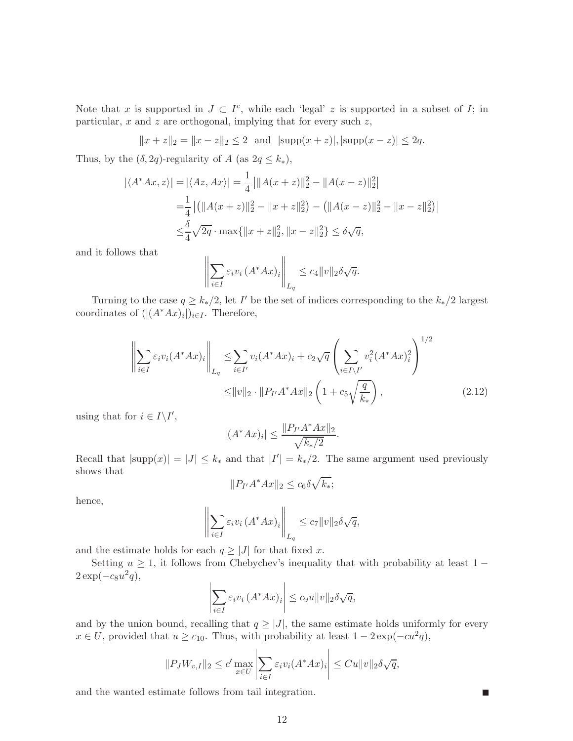Note that $x$ is supported in $J \subset I^c$, while each 'legal' $z$ is supported in a subset of $I$; in particular, $x$ and $z$ are orthogonal, implying that for every such $z$,

$$\|x+z\|_2 = \|x-z\|_2 \leq 2 \ \text{ and } \ |\text{supp}(x+z)|, |\text{supp}(x-z)| \leq 2q.$$

Thus, by the $(\delta, 2q)$-regularity of $A$ (as $2q \leq k_*$),

$$\begin{aligned}
|\langle A^*Ax, z\rangle| =& |\langle Az, Ax\rangle| = \frac{1}{4}\left|\|A(x+z)\|_2^2 - \|A(x-z)\|_2^2\right| \\
=& \frac{1}{4}\left|\left(\|A(x+z)\|_2^2 - \|x+z\|_2^2\right) - \left(\|A(x-z)\|_2^2 - \|x-z\|_2^2\right)\right| \\
\leq& \frac{\delta}{4}\sqrt{2q}\cdot \max\{\|x+z\|_2^2, \|x-z\|_2^2\} \leq \delta\sqrt{q},
\end{aligned}$$

and it follows that

$$\left\|\sum_{i\in I}\varepsilon_i v_i \left(A^*Ax\right)_i\right\|_{L_q} \leq c_4\|v\|_2\delta\sqrt{q}.$$

Turning to the case $q \geq k_*/2$, let $I'$ be the set of indices corresponding to the $k_*/2$ largest coordinates of $(|(A^*Ax)_i|)_{i\in I}$. Therefore,

$$\begin{aligned}
\left\|\sum_{i\in I}\varepsilon_i v_i (A^*Ax)_i\right\|_{L_q} \leq& \sum_{i\in I'} v_i (A^*Ax)_i + c_2\sqrt{q}\left(\sum_{i\in I\setminus I'} v_i^2 (A^*Ax)_i^2\right)^{1/2} \\
\leq& \|v\|_2\cdot\|P_{I'}A^*Ax\|_2\left(1 + c_5\sqrt{\frac{q}{k_*}}\right),
\end{aligned} \tag{2.12}$$

using that for $i \in I\setminus I'$,

$$|(A^*Ax)_i| \leq \frac{\|P_{I'}A^*Ax\|_2}{\sqrt{k_*/2}}.$$

Recall that $|\text{supp}(x)| = |J| \leq k_*$ and that $|I'| = k_*/2$. The same argument used previously shows that

$$\|P_{I'}A^*Ax\|_2 \leq c_6\delta\sqrt{k_*};$$

hence,

$$\left\|\sum_{i\in I}\varepsilon_i v_i \left(A^*Ax\right)_i\right\|_{L_q} \leq c_7\|v\|_2\delta\sqrt{q},$$

and the estimate holds for each $q \geq |J|$ for that fixed $x$.

Setting $u \geq 1$, it follows from Chebychev's inequality that with probability at least $1 - 2\exp(-c_8u^2q)$,

$$\left|\sum_{i\in I}\varepsilon_i v_i \left(A^*Ax\right)_i\right| \leq c_9 u\|v\|_2\delta\sqrt{q},$$

and by the union bound, recalling that $q \geq |J|$, the same estimate holds uniformly for every $x \in U$, provided that $u \geq c_{10}$. Thus, with probability at least $1 - 2\exp(-cu^2q)$,

$$\|P_J W_{v,I}\|_2 \leq c' \max_{x\in U}\left|\sum_{i\in I}\varepsilon_i v_i (A^*Ax)_i\right| \leq Cu\|v\|_2\delta\sqrt{q},$$

and the wanted estimate follows from tail integration. ∎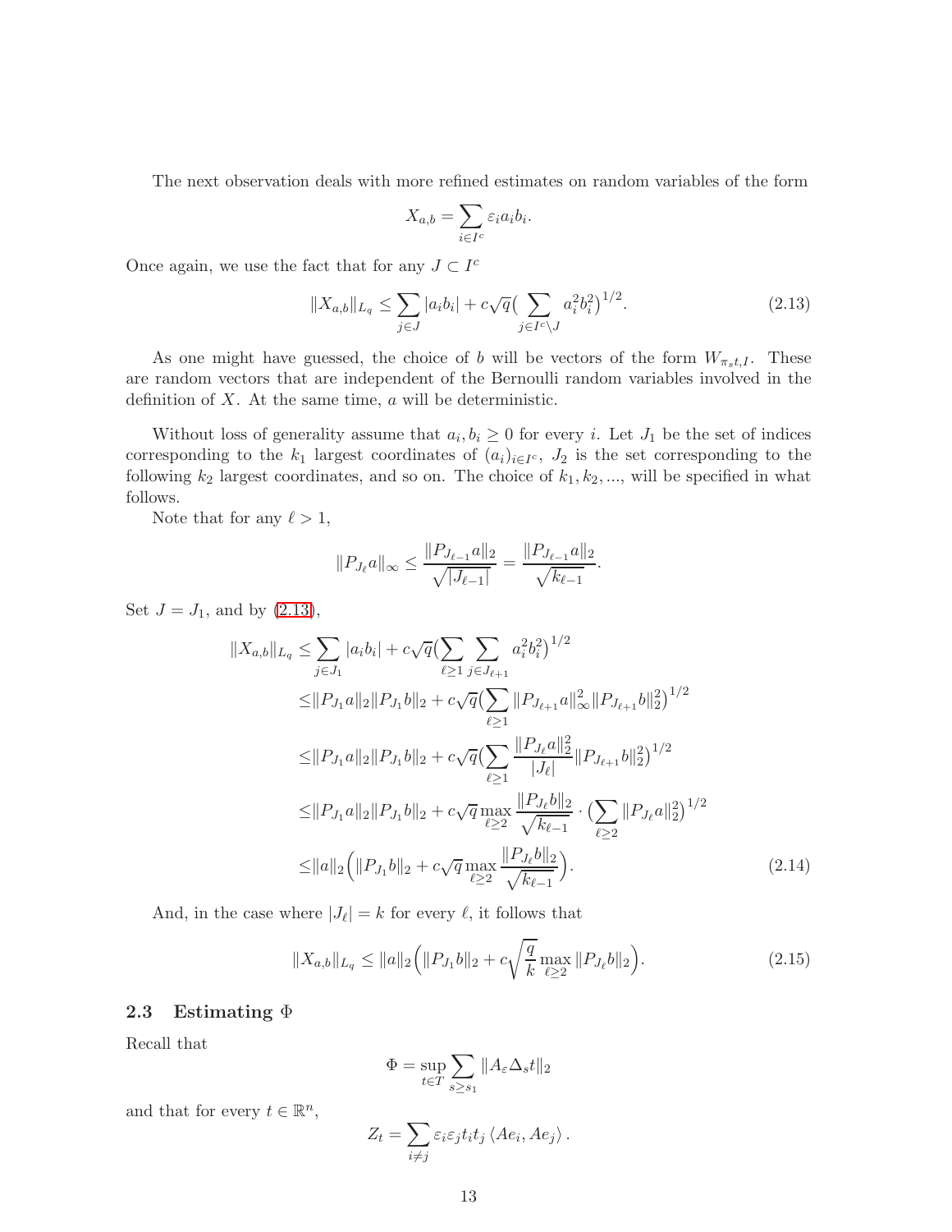The next observation deals with more refined estimates on random variables of the form

$$X_{a,b} = \sum_{i \in I^c} \varepsilon_i a_i b_i.$$

Once again, we use the fact that for any $J \subset I^c$

$$\|X_{a,b}\|_{L_q} \le \sum_{j \in J} |a_i b_i| + c\sqrt{q}\Big(\sum_{j \in I^c \setminus J} a_i^2 b_i^2\Big)^{1/2}. \tag{2.13}$$

As one might have guessed, the choice of $b$ will be vectors of the form $W_{\pi_s t, I}$. These are random vectors that are independent of the Bernoulli random variables involved in the definition of $X$. At the same time, $a$ will be deterministic.

Without loss of generality assume that $a_i, b_i \ge 0$ for every $i$. Let $J_1$ be the set of indices corresponding to the $k_1$ largest coordinates of $(a_i)_{i \in I^c}$, $J_2$ is the set corresponding to the following $k_2$ largest coordinates, and so on. The choice of $k_1, k_2, ...,$ will be specified in what follows.

Note that for any $\ell > 1$,

$$\|P_{J_\ell} a\|_\infty \le \frac{\|P_{J_{\ell-1}} a\|_2}{\sqrt{|J_{\ell-1}|}} = \frac{\|P_{J_{\ell-1}} a\|_2}{\sqrt{k_{\ell-1}}}.$$

Set $J = J_1$, and by (2.13),

$$\begin{aligned}
\|X_{a,b}\|_{L_q} \le & \sum_{j \in J_1} |a_i b_i| + c\sqrt{q}\Big(\sum_{\ell \ge 1} \sum_{j \in J_{\ell+1}} a_i^2 b_i^2\Big)^{1/2} \\
\le & \|P_{J_1} a\|_2 \|P_{J_1} b\|_2 + c\sqrt{q}\Big(\sum_{\ell \ge 1} \|P_{J_{\ell+1}} a\|_\infty^2 \|P_{J_{\ell+1}} b\|_2^2\Big)^{1/2} \\
\le & \|P_{J_1} a\|_2 \|P_{J_1} b\|_2 + c\sqrt{q}\Big(\sum_{\ell \ge 1} \frac{\|P_{J_\ell} a\|_2^2}{|J_\ell|} \|P_{J_{\ell+1}} b\|_2^2\Big)^{1/2} \\
\le & \|P_{J_1} a\|_2 \|P_{J_1} b\|_2 + c\sqrt{q} \max_{\ell \ge 2} \frac{\|P_{J_\ell} b\|_2}{\sqrt{k_{\ell-1}}} \cdot \Big(\sum_{\ell \ge 2} \|P_{J_\ell} a\|_2^2\Big)^{1/2} \\
\le & \|a\|_2 \Big(\|P_{J_1} b\|_2 + c\sqrt{q} \max_{\ell \ge 2} \frac{\|P_{J_\ell} b\|_2}{\sqrt{k_{\ell-1}}}\Big).
\end{aligned} \tag{2.14}$$

And, in the case where $|J_\ell| = k$ for every $\ell$, it follows that

$$\|X_{a,b}\|_{L_q} \le \|a\|_2 \Big(\|P_{J_1} b\|_2 + c\sqrt{\frac{q}{k}} \max_{\ell \ge 2} \|P_{J_\ell} b\|_2\Big). \tag{2.15}$$

### 2.3 Estimating $\Phi$

Recall that

$$\Phi = \sup_{t \in T} \sum_{s \ge s_1} \|A_\varepsilon \Delta_s t\|_2$$

and that for every $t \in \mathbb{R}^n$,

$$Z_t = \sum_{i \ne j} \varepsilon_i \varepsilon_j t_i t_j \langle Ae_i, Ae_j \rangle.$$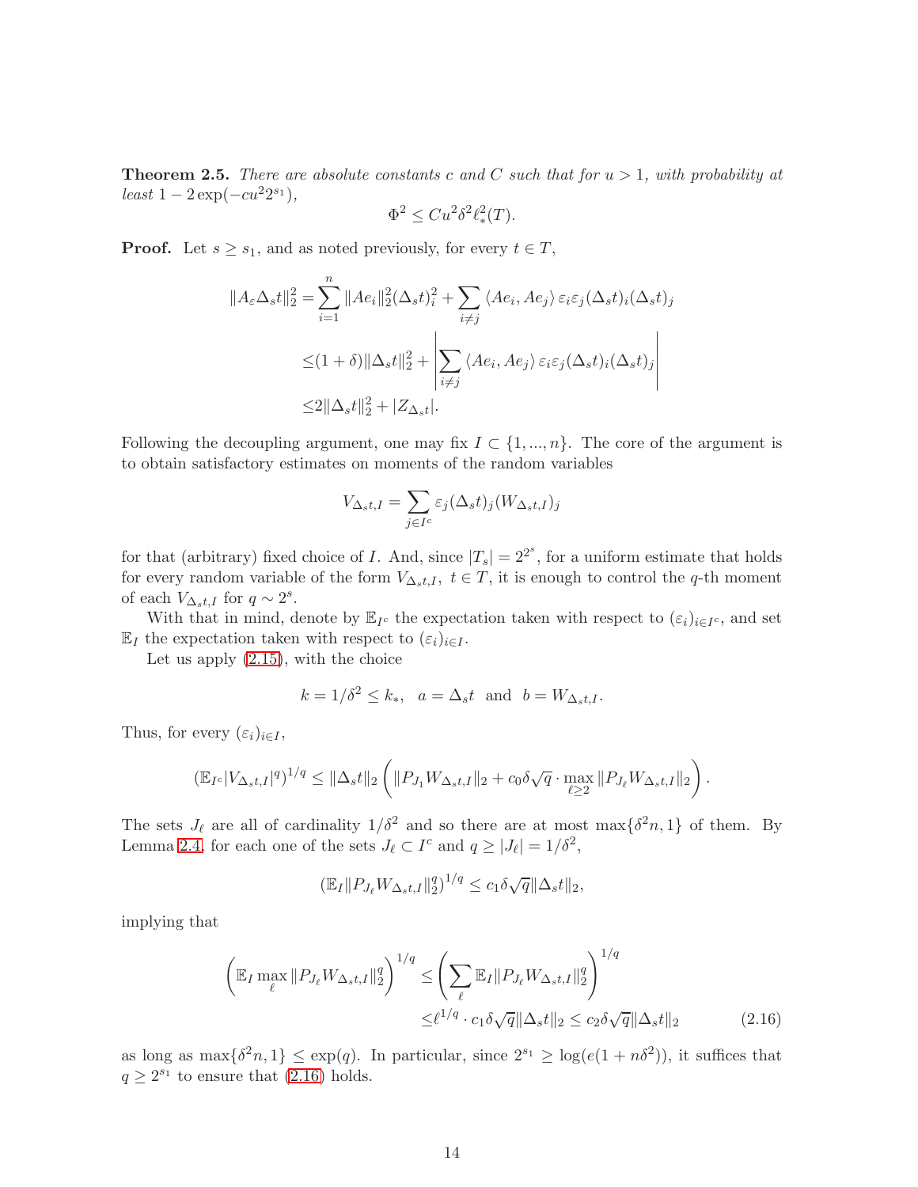**Theorem 2.5.** *There are absolute constants $c$ and $C$ such that for $u > 1$, with probability at least $1 - 2\exp(-cu^2 2^{s_1})$,*

$$\Phi^2 \leq Cu^2\delta^2\ell_*^2(T).$$

**Proof.** Let $s \geq s_1$, and as noted previously, for every $t \in T$,

$$\begin{aligned}
\|A_\varepsilon \Delta_s t\|_2^2 = & \sum_{i=1}^n \|Ae_i\|_2^2 (\Delta_s t)_i^2 + \sum_{i \neq j} \langle Ae_i, Ae_j \rangle \varepsilon_i \varepsilon_j (\Delta_s t)_i (\Delta_s t)_j \\
\leq & (1+\delta)\|\Delta_s t\|_2^2 + \left| \sum_{i \neq j} \langle Ae_i, Ae_j \rangle \varepsilon_i \varepsilon_j (\Delta_s t)_i (\Delta_s t)_j \right| \\
\leq & 2\|\Delta_s t\|_2^2 + |Z_{\Delta_s t}|.
\end{aligned}$$

Following the decoupling argument, one may fix $I \subset \{1, ..., n\}$. The core of the argument is to obtain satisfactory estimates on moments of the random variables

$$V_{\Delta_s t, I} = \sum_{j \in I^c} \varepsilon_j (\Delta_s t)_j (W_{\Delta_s t, I})_j$$

for that (arbitrary) fixed choice of $I$. And, since $|T_s| = 2^{2^s}$, for a uniform estimate that holds for every random variable of the form $V_{\Delta_s t, I}$, $t \in T$, it is enough to control the $q$-th moment of each $V_{\Delta_s t, I}$ for $q \sim 2^s$.

With that in mind, denote by $\mathbb{E}_{I^c}$ the expectation taken with respect to $(\varepsilon_i)_{i \in I^c}$, and set $\mathbb{E}_I$ the expectation taken with respect to $(\varepsilon_i)_{i \in I}$.

Let us apply (2.15), with the choice

$$k = 1/\delta^2 \leq k_*, \quad a = \Delta_s t \quad \text{and} \quad b = W_{\Delta_s t, I}.$$

Thus, for every $(\varepsilon_i)_{i \in I}$,

$$(\mathbb{E}_{I^c}|V_{\Delta_s t, I}|^q)^{1/q} \leq \|\Delta_s t\|_2 \left( \|P_{J_1} W_{\Delta_s t, I}\|_2 + c_0 \delta \sqrt{q} \cdot \max_{\ell \geq 2} \|P_{J_\ell} W_{\Delta_s t, I}\|_2 \right).$$

The sets $J_\ell$ are all of cardinality $1/\delta^2$ and so there are at most $\max\{\delta^2 n, 1\}$ of them. By Lemma 2.4, for each one of the sets $J_\ell \subset I^c$ and $q \geq |J_\ell| = 1/\delta^2$,

$$(\mathbb{E}_I \|P_{J_\ell} W_{\Delta_s t, I}\|_2^q)^{1/q} \leq c_1 \delta \sqrt{q} \|\Delta_s t\|_2,$$

implying that

$$\begin{aligned}
\left( \mathbb{E}_I \max_\ell \|P_{J_\ell} W_{\Delta_s t, I}\|_2^q \right)^{1/q} \leq & \left( \sum_\ell \mathbb{E}_I \|P_{J_\ell} W_{\Delta_s t, I}\|_2^q \right)^{1/q} \\
\leq & \ell^{1/q} \cdot c_1 \delta \sqrt{q} \|\Delta_s t\|_2 \leq c_2 \delta \sqrt{q} \|\Delta_s t\|_2
\end{aligned} \tag{2.16}$$

as long as $\max\{\delta^2 n, 1\} \leq \exp(q)$. In particular, since $2^{s_1} \geq \log(e(1 + n\delta^2))$, it suffices that $q \geq 2^{s_1}$ to ensure that (2.16) holds.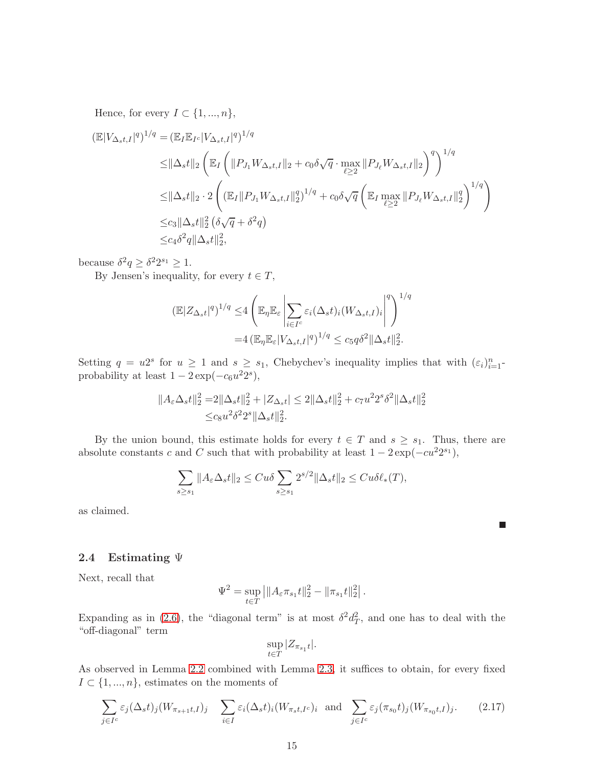Hence, for every $I \subset \{1,...,n\}$,

$$
\begin{aligned}
(\mathbb{E}|V_{\Delta_s t,I}|^q)^{1/q} =& (\mathbb{E}_I \mathbb{E}_{I^c}|V_{\Delta_s t,I}|^q)^{1/q} \\
\leq& \|\Delta_s t\|_2 \left( \mathbb{E}_I \left( \|P_{J_1} W_{\Delta_s t,I}\|_2 + c_0 \delta \sqrt{q} \cdot \max_{\ell \geq 2} \|P_{J_\ell} W_{\Delta_s t,I}\|_2 \right)^q \right)^{1/q} \\
\leq& \|\Delta_s t\|_2 \cdot 2 \left( (\mathbb{E}_I \|P_{J_1} W_{\Delta_s t,I}\|_2^q)^{1/q} + c_0 \delta \sqrt{q} \left( \mathbb{E}_I \max_{\ell \geq 2} \|P_{J_\ell} W_{\Delta_s t,I}\|_2^q \right)^{1/q} \right) \\
\leq& c_3 \|\Delta_s t\|_2^2 \left( \delta \sqrt{q} + \delta^2 q \right) \\
\leq& c_4 \delta^2 q \|\Delta_s t\|_2^2,
\end{aligned}
$$

because $\delta^2 q \geq \delta^2 2^{s_1} \geq 1$.

By Jensen's inequality, for every $t \in T$,

$$
\begin{aligned}
(\mathbb{E}|Z_{\Delta_s t}|^q)^{1/q} \leq& 4 \left( \mathbb{E}_\eta \mathbb{E}_\varepsilon \left| \sum_{i \in I^c} \varepsilon_i (\Delta_s t)_i (W_{\Delta_s t,I})_i \right|^q \right)^{1/q} \\
=& 4 \left( \mathbb{E}_\eta \mathbb{E}_\varepsilon |V_{\Delta_s t,I}|^q \right)^{1/q} \leq c_5 q \delta^2 \|\Delta_s t\|_2^2.
\end{aligned}
$$

Setting $q = u 2^s$ for $u \geq 1$ and $s \geq s_1$, Chebychev's inequality implies that with $(\varepsilon_i)_{i=1}^n$-probability at least $1 - 2\exp(-c_6 u^2 2^s)$,

$$
\begin{aligned}
\|A_\varepsilon \Delta_s t\|_2^2 =& 2\|\Delta_s t\|_2^2 + |Z_{\Delta_s t}| \leq 2\|\Delta_s t\|_2^2 + c_7 u^2 2^s \delta^2 \|\Delta_s t\|_2^2 \\
\leq& c_8 u^2 \delta^2 2^s \|\Delta_s t\|_2^2.
\end{aligned}
$$

By the union bound, this estimate holds for every $t \in T$ and $s \geq s_1$. Thus, there are absolute constants $c$ and $C$ such that with probability at least $1 - 2\exp(-cu^2 2^{s_1})$,

$$
\sum_{s \geq s_1} \|A_\varepsilon \Delta_s t\|_2 \leq C u \delta \sum_{s \geq s_1} 2^{s/2} \|\Delta_s t\|_2 \leq C u \delta \ell_*(T),
$$

as claimed.

■

### 2.4 Estimating $\Psi$

Next, recall that

$$
\Psi^2 = \sup_{t \in T} \left| \|A_\varepsilon \pi_{s_1} t\|_2^2 - \|\pi_{s_1} t\|_2^2 \right|.
$$

Expanding as in (2.6), the "diagonal term" is at most $\delta^2 d_T^2$, and one has to deal with the "off-diagonal" term

$$
\sup_{t \in T} |Z_{\pi_{s_1} t}|.
$$

As observed in Lemma 2.2 combined with Lemma 2.3, it suffices to obtain, for every fixed $I \subset \{1,...,n\}$, estimates on the moments of

$$
\sum_{j \in I^c} \varepsilon_j (\Delta_s t)_j (W_{\pi_{s+1} t, I})_j \quad \sum_{i \in I} \varepsilon_i (\Delta_s t)_i (W_{\pi_s t, I^c})_i \quad \text{and} \quad \sum_{j \in I^c} \varepsilon_j (\pi_{s_0} t)_j (W_{\pi_{s_0} t, I})_j. \tag{2.17}
$$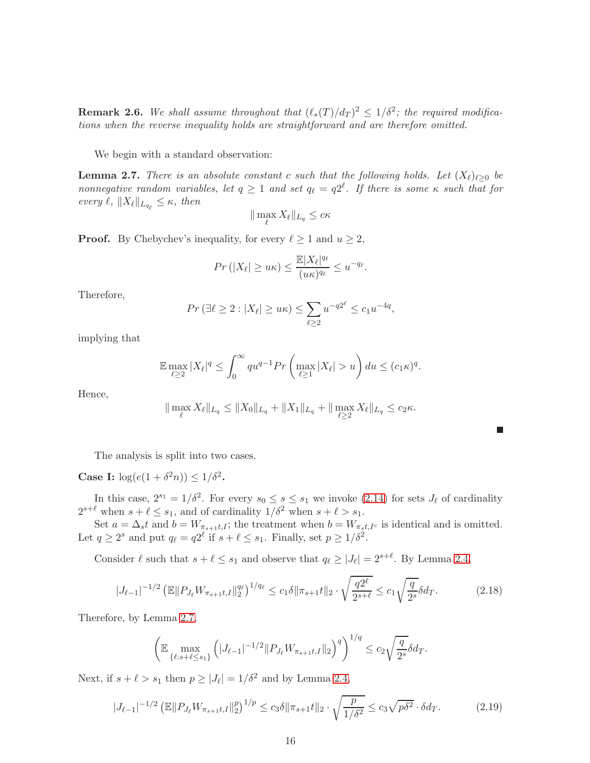**Remark 2.6.** *We shall assume throughout that $(\ell_*(T)/d_T)^2 \leq 1/\delta^2$; the required modifications when the reverse inequality holds are straightforward and are therefore omitted.*

We begin with a standard observation:

**Lemma 2.7.** *There is an absolute constant $c$ such that the following holds. Let $(X_\ell)_{\ell \geq 0}$ be nonnegative random variables, let $q \geq 1$ and set $q_\ell = q2^\ell$. If there is some $\kappa$ such that for every $\ell$, $\|X_\ell\|_{L_{q_\ell}} \leq \kappa$, then*

$$\|\max_\ell X_\ell\|_{L_q} \leq c\kappa$$

**Proof.** By Chebychev's inequality, for every $\ell \geq 1$ and $u \geq 2$,

$$Pr\left(|X_\ell| \geq u\kappa\right) \leq \frac{\mathbb{E}|X_\ell|^{q_\ell}}{(u\kappa)^{q_\ell}} \leq u^{-q_\ell}.$$

Therefore,

$$Pr\left(\exists \ell \geq 2 : |X_\ell| \geq u\kappa\right) \leq \sum_{\ell \geq 2} u^{-q2^\ell} \leq c_1 u^{-4q},$$

implying that

$$\mathbb{E}\max_{\ell \geq 2} |X_\ell|^q \leq \int_0^\infty q u^{q-1} Pr\left(\max_{\ell \geq 1} |X_\ell| > u\right) du \leq (c_1\kappa)^q.$$

Hence,

$$\|\max_\ell X_\ell\|_{L_q} \leq \|X_0\|_{L_q} + \|X_1\|_{L_q} + \|\max_{\ell \geq 2} X_\ell\|_{L_q} \leq c_2\kappa.$$

■

The analysis is split into two cases.

**Case I: $\log(e(1+\delta^2 n)) \leq 1/\delta^2$.**

In this case, $2^{s_1} = 1/\delta^2$. For every $s_0 \leq s \leq s_1$ we invoke (2.14) for sets $J_\ell$ of cardinality $2^{s+\ell}$ when $s + \ell \leq s_1$, and of cardinality $1/\delta^2$ when $s + \ell > s_1$.

Set $a = \Delta_s t$ and $b = W_{\pi_{s+1}t,I}$; the treatment when $b = W_{\pi_s t, I^c}$ is identical and is omitted. Let $q \geq 2^s$ and put $q_\ell = q2^\ell$ if $s + \ell \leq s_1$. Finally, set $p \geq 1/\delta^2$.

Consider $\ell$ such that $s + \ell \leq s_1$ and observe that $q_\ell \geq |J_\ell| = 2^{s+\ell}$. By Lemma 2.4,

$$|J_{\ell-1}|^{-1/2}\left(\mathbb{E}\|P_{J_\ell}W_{\pi_{s+1}t,I}\|_2^{q_\ell}\right)^{1/q_\ell} \leq c_1\delta\|\pi_{s+1}t\|_2 \cdot \sqrt{\frac{q2^\ell}{2^{s+\ell}}} \leq c_1\sqrt{\frac{q}{2^s}}\delta d_T. \tag{2.18}$$

Therefore, by Lemma 2.7,

$$\left(\mathbb{E}\max_{\{\ell : s+\ell \leq s_1\}}\left(|J_{\ell-1}|^{-1/2}\|P_{J_\ell}W_{\pi_{s+1}t,I}\|_2\right)^q\right)^{1/q} \leq c_2\sqrt{\frac{q}{2^s}}\delta d_T.$$

Next, if $s + \ell > s_1$ then $p \geq |J_\ell| = 1/\delta^2$ and by Lemma 2.4,

$$|J_{\ell-1}|^{-1/2}\left(\mathbb{E}\|P_{J_\ell}W_{\pi_{s+1}t,I}\|_2^p\right)^{1/p} \leq c_3\delta\|\pi_{s+1}t\|_2 \cdot \sqrt{\frac{p}{1/\delta^2}} \leq c_3\sqrt{p\delta^2} \cdot \delta d_T. \tag{2.19}$$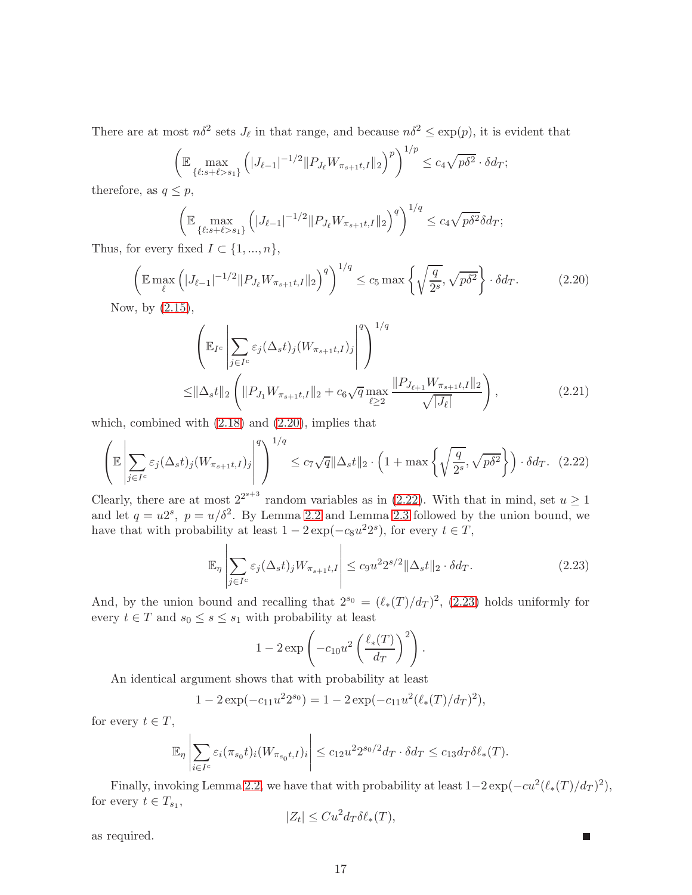There are at most $n\delta^2$ sets $J_\ell$ in that range, and because $n\delta^2 \le \exp(p)$, it is evident that

$$\left(\mathbb{E} \max_{\{\ell : s+\ell > s_1\}} \left(|J_{\ell-1}|^{-1/2} \|P_{J_\ell} W_{\pi_{s+1}t,I}\|_2\right)^p\right)^{1/p} \le c_4 \sqrt{p\delta^2} \cdot \delta d_T;$$

therefore, as $q \le p$,

$$\left(\mathbb{E} \max_{\{\ell : s+\ell > s_1\}} \left(|J_{\ell-1}|^{-1/2} \|P_{J_\ell} W_{\pi_{s+1}t,I}\|_2\right)^q\right)^{1/q} \le c_4 \sqrt{p\delta^2} \delta d_T;$$

Thus, for every fixed $I \subset \{1,...,n\}$,

$$\left(\mathbb{E} \max_{\ell} \left(|J_{\ell-1}|^{-1/2} \|P_{J_\ell} W_{\pi_{s+1}t,I}\|_2\right)^q\right)^{1/q} \le c_5 \max\left\{\sqrt{\frac{q}{2^s}}, \sqrt{p\delta^2}\right\} \cdot \delta d_T. \tag{2.20}$$

Now, by (2.15),

$$\begin{aligned}
&\left(\mathbb{E}_{I^c} \left|\sum_{j \in I^c} \varepsilon_j (\Delta_s t)_j (W_{\pi_{s+1}t,I})_j\right|^q\right)^{1/q} \\
\le& \|\Delta_s t\|_2 \left(\|P_{J_1} W_{\pi_{s+1}t,I}\|_2 + c_6 \sqrt{q} \max_{\ell \ge 2} \frac{\|P_{J_{\ell+1}} W_{\pi_{s+1}t,I}\|_2}{\sqrt{|J_\ell|}}\right),
\end{aligned} \tag{2.21}$$

which, combined with (2.18) and (2.20), implies that

$$\left(\mathbb{E} \left|\sum_{j \in I^c} \varepsilon_j (\Delta_s t)_j (W_{\pi_{s+1}t,I})_j\right|^q\right)^{1/q} \le c_7 \sqrt{q} \|\Delta_s t\|_2 \cdot \left(1 + \max\left\{\sqrt{\frac{q}{2^s}}, \sqrt{p\delta^2}\right\}\right) \cdot \delta d_T. \tag{2.22}$$

Clearly, there are at most $2^{2^{s+3}}$ random variables as in (2.22). With that in mind, set $u \ge 1$ and let $q = u2^s$, $p = u/\delta^2$. By Lemma 2.2 and Lemma 2.3 followed by the union bound, we have that with probability at least $1 - 2\exp(-c_8 u^2 2^s)$, for every $t \in T$,

$$\mathbb{E}_\eta \left|\sum_{j \in I^c} \varepsilon_j (\Delta_s t)_j W_{\pi_{s+1}t,I}\right| \le c_9 u^2 2^{s/2} \|\Delta_s t\|_2 \cdot \delta d_T. \tag{2.23}$$

And, by the union bound and recalling that $2^{s_0} = (\ell_*(T)/d_T)^2$, (2.23) holds uniformly for every $t \in T$ and $s_0 \le s \le s_1$ with probability at least

$$1 - 2\exp\left(-c_{10} u^2 \left(\frac{\ell_*(T)}{d_T}\right)^2\right).$$

An identical argument shows that with probability at least

$$1 - 2\exp(-c_{11} u^2 2^{s_0}) = 1 - 2\exp(-c_{11} u^2 (\ell_*(T)/d_T)^2),$$

for every $t \in T$,

$$\mathbb{E}_\eta \left|\sum_{i \in I^c} \varepsilon_i (\pi_{s_0} t)_i (W_{\pi_{s_0}t,I})_i\right| \le c_{12} u^2 2^{s_0/2} d_T \cdot \delta d_T \le c_{13} d_T \delta \ell_*(T).$$

Finally, invoking Lemma 2.2, we have that with probability at least $1 - 2\exp(-cu^2(\ell_*(T)/d_T)^2)$, for every $t \in T_{s_1}$,

$$|Z_t| \le C u^2 d_T \delta \ell_*(T),$$

as required. ∎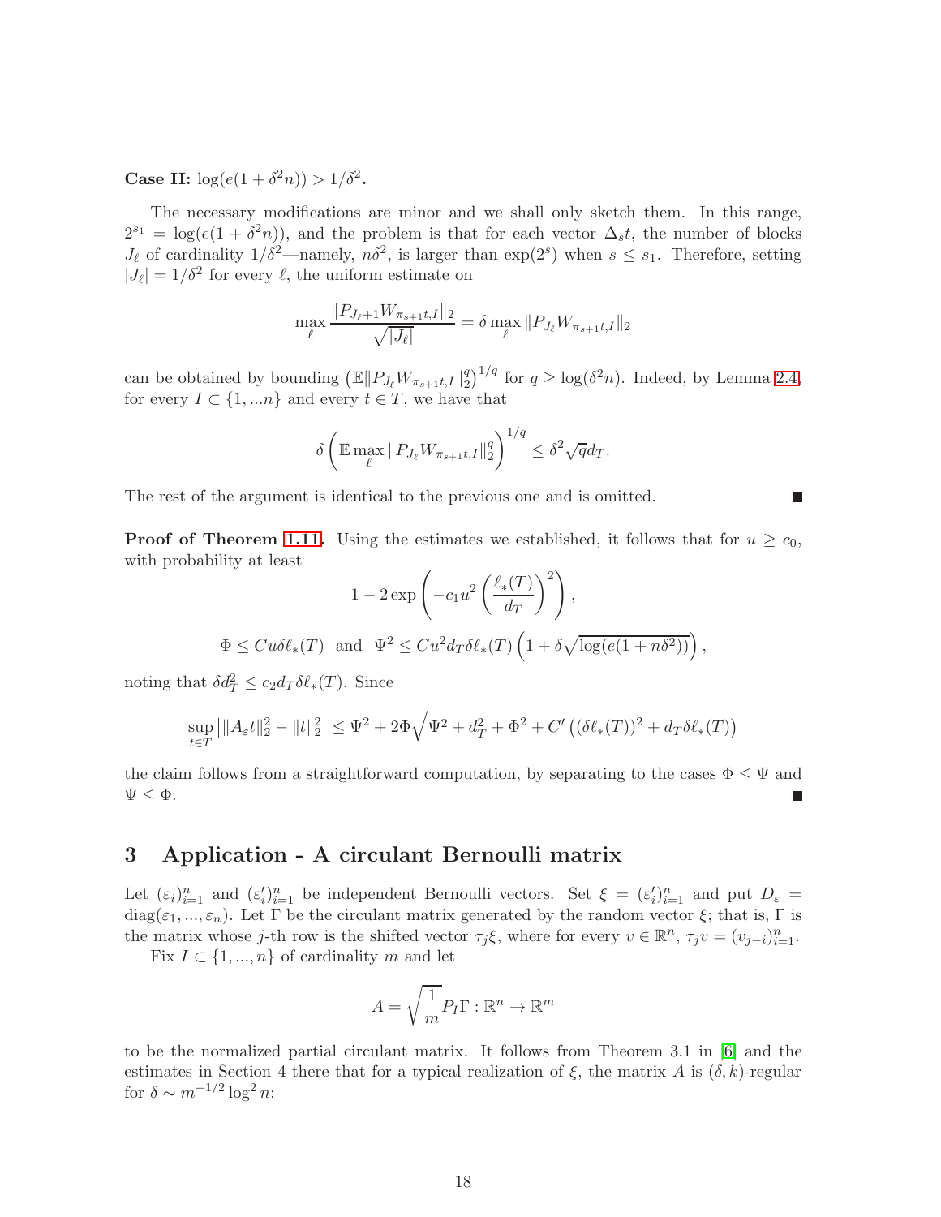**Case II:** $\log(e(1+\delta^2 n)) > 1/\delta^2$**.**

The necessary modifications are minor and we shall only sketch them. In this range, $2^{s_1} = \log(e(1+\delta^2 n))$, and the problem is that for each vector $\Delta_s t$, the number of blocks $J_\ell$ of cardinality $1/\delta^2$—namely, $n\delta^2$, is larger than $\exp(2^s)$ when $s \leq s_1$. Therefore, setting $|J_\ell| = 1/\delta^2$ for every $\ell$, the uniform estimate on

$$\max_\ell \frac{\|P_{J_\ell+1} W_{\pi_{s+1}t,I}\|_2}{\sqrt{|J_\ell|}} = \delta \max_\ell \|P_{J_\ell} W_{\pi_{s+1}t,I}\|_2$$

can be obtained by bounding $\left(\mathbb{E}\|P_{J_\ell} W_{\pi_{s+1}t,I}\|_2^q\right)^{1/q}$ for $q \geq \log(\delta^2 n)$. Indeed, by Lemma 2.4, for every $I \subset \{1, ...n\}$ and every $t \in T$, we have that

$$\delta \left( \mathbb{E} \max_\ell \|P_{J_\ell} W_{\pi_{s+1}t,I}\|_2^q \right)^{1/q} \leq \delta^2 \sqrt{q} d_T.$$

The rest of the argument is identical to the previous one and is omitted. ■

**Proof of Theorem 1.11.** Using the estimates we established, it follows that for $u \geq c_0$, with probability at least

$$1 - 2\exp\left(-c_1 u^2 \left(\frac{\ell_*(T)}{d_T}\right)^2\right),$$

$$\Phi \leq Cu\delta\ell_*(T) \quad \text{and} \quad \Psi^2 \leq Cu^2 d_T \delta \ell_*(T)\left(1 + \delta\sqrt{\log(e(1+n\delta^2))}\right),$$

noting that $\delta d_T^2 \leq c_2 d_T \delta \ell_*(T)$. Since

$$\sup_{t \in T} \left| \|A_\varepsilon t\|_2^2 - \|t\|_2^2 \right| \leq \Psi^2 + 2\Phi\sqrt{\Psi^2 + d_T^2} + \Phi^2 + C'\left((\delta\ell_*(T))^2 + d_T \delta \ell_*(T)\right)$$

the claim follows from a straightforward computation, by separating to the cases $\Phi \leq \Psi$ and $\Psi \leq \Phi$. ■

## 3 Application - A circulant Bernoulli matrix

Let $(\varepsilon_i)_{i=1}^n$ and $(\varepsilon_i')_{i=1}^n$ be independent Bernoulli vectors. Set $\xi = (\varepsilon_i')_{i=1}^n$ and put $D_\varepsilon = \text{diag}(\varepsilon_1, ..., \varepsilon_n)$. Let $\Gamma$ be the circulant matrix generated by the random vector $\xi$; that is, $\Gamma$ is the matrix whose $j$-th row is the shifted vector $\tau_j \xi$, where for every $v \in \mathbb{R}^n$, $\tau_j v = (v_{j-i})_{i=1}^n$.

Fix $I \subset \{1, ..., n\}$ of cardinality $m$ and let

$$A = \sqrt{\frac{1}{m}} P_I \Gamma : \mathbb{R}^n \to \mathbb{R}^m$$

to be the normalized partial circulant matrix. It follows from Theorem 3.1 in [6] and the estimates in Section 4 there that for a typical realization of $\xi$, the matrix $A$ is $(\delta, k)$-regular for $\delta \sim m^{-1/2} \log^2 n$: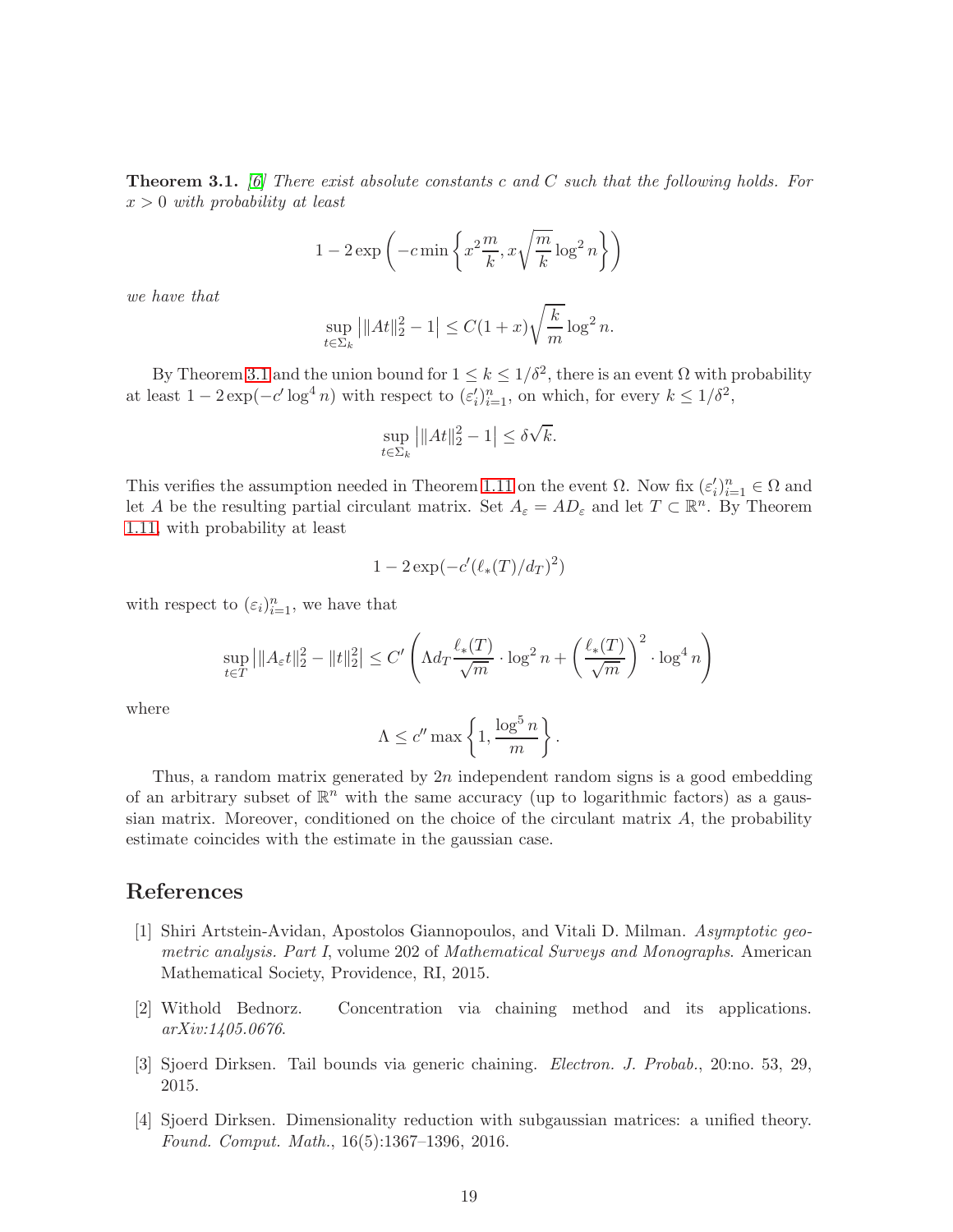**Theorem 3.1.** *[6] There exist absolute constants $c$ and $C$ such that the following holds. For $x > 0$ with probability at least*

$$1 - 2\exp\left(-c \min\left\{x^2 \frac{m}{k}, x\sqrt{\frac{m}{k}}\log^2 n\right\}\right)$$

*we have that*

$$\sup_{t \in \Sigma_k} \left| \|At\|_2^2 - 1 \right| \leq C(1+x)\sqrt{\frac{k}{m}}\log^2 n.$$

By Theorem 3.1 and the union bound for $1 \leq k \leq 1/\delta^2$, there is an event $\Omega$ with probability at least $1 - 2\exp(-c' \log^4 n)$ with respect to $(\varepsilon_i')_{i=1}^n$, on which, for every $k \leq 1/\delta^2$,

$$\sup_{t \in \Sigma_k} \left| \|At\|_2^2 - 1 \right| \leq \delta\sqrt{k}.$$

This verifies the assumption needed in Theorem 1.11 on the event $\Omega$. Now fix $(\varepsilon_i')_{i=1}^n \in \Omega$ and let $A$ be the resulting partial circulant matrix. Set $A_\varepsilon = AD_\varepsilon$ and let $T \subset \mathbb{R}^n$. By Theorem 1.11, with probability at least

$$1 - 2\exp(-c'(\ell_*(T)/d_T)^2)$$

with respect to $(\varepsilon_i)_{i=1}^n$, we have that

$$\sup_{t \in T} \left| \|A_\varepsilon t\|_2^2 - \|t\|_2^2 \right| \leq C'\left(\Lambda d_T \frac{\ell_*(T)}{\sqrt{m}} \cdot \log^2 n + \left(\frac{\ell_*(T)}{\sqrt{m}}\right)^2 \cdot \log^4 n\right)$$

where

$$\Lambda \leq c'' \max\left\{1, \frac{\log^5 n}{m}\right\}.$$

Thus, a random matrix generated by $2n$ independent random signs is a good embedding of an arbitrary subset of $\mathbb{R}^n$ with the same accuracy (up to logarithmic factors) as a gaussian matrix. Moreover, conditioned on the choice of the circulant matrix $A$, the probability estimate coincides with the estimate in the gaussian case.

## References

[1] Shiri Artstein-Avidan, Apostolos Giannopoulos, and Vitali D. Milman. *Asymptotic geometric analysis. Part I*, volume 202 of *Mathematical Surveys and Monographs*. American Mathematical Society, Providence, RI, 2015.

[2] Withold Bednorz. Concentration via chaining method and its applications. *arXiv:1405.0676*.

[3] Sjoerd Dirksen. Tail bounds via generic chaining. *Electron. J. Probab.*, 20:no. 53, 29, 2015.

[4] Sjoerd Dirksen. Dimensionality reduction with subgaussian matrices: a unified theory. *Found. Comput. Math.*, 16(5):1367–1396, 2016.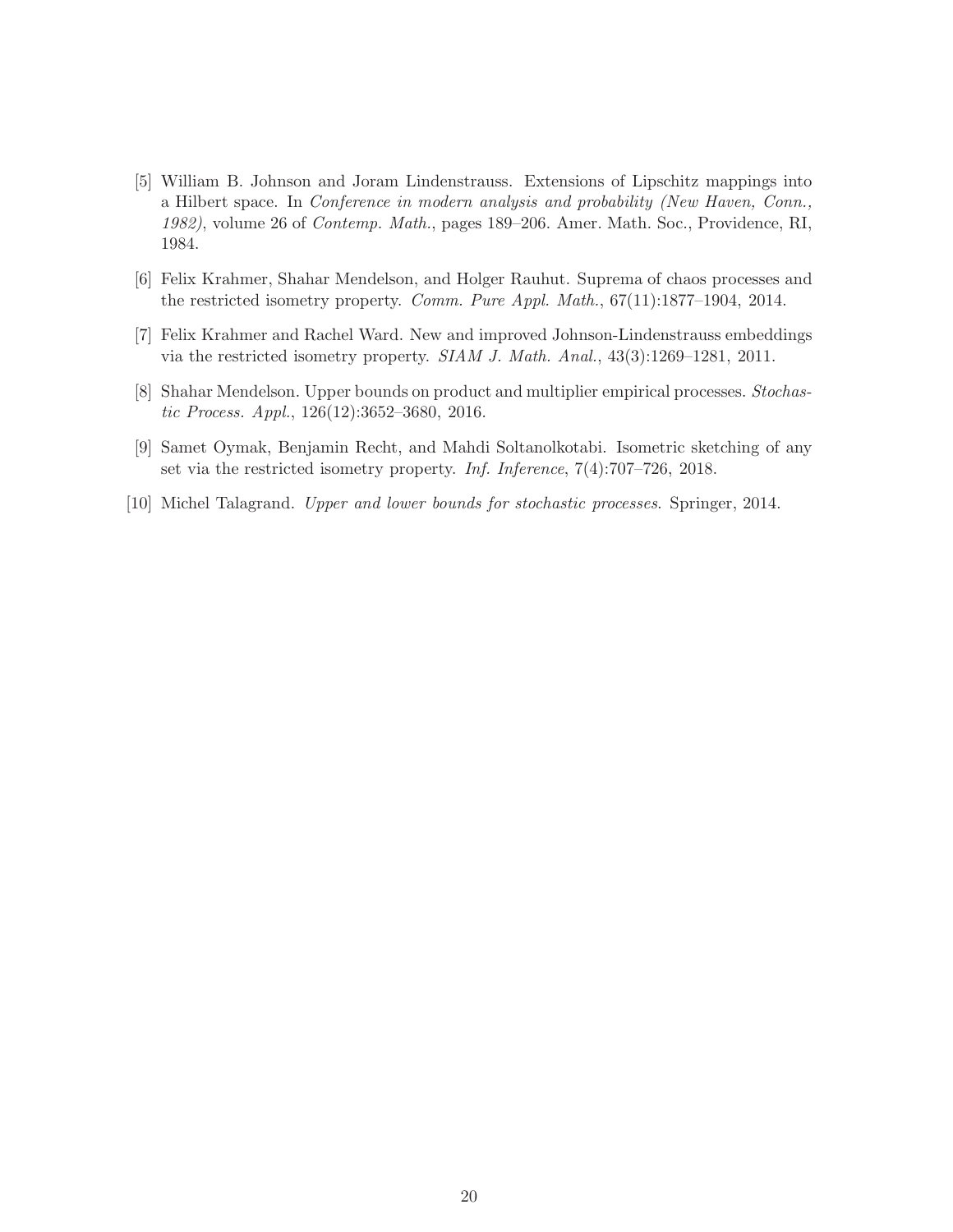[5] William B. Johnson and Joram Lindenstrauss. Extensions of Lipschitz mappings into a Hilbert space. In *Conference in modern analysis and probability (New Haven, Conn., 1982)*, volume 26 of *Contemp. Math.*, pages 189–206. Amer. Math. Soc., Providence, RI, 1984.

[6] Felix Krahmer, Shahar Mendelson, and Holger Rauhut. Suprema of chaos processes and the restricted isometry property. *Comm. Pure Appl. Math.*, 67(11):1877–1904, 2014.

[7] Felix Krahmer and Rachel Ward. New and improved Johnson-Lindenstrauss embeddings via the restricted isometry property. *SIAM J. Math. Anal.*, 43(3):1269–1281, 2011.

[8] Shahar Mendelson. Upper bounds on product and multiplier empirical processes. *Stochastic Process. Appl.*, 126(12):3652–3680, 2016.

[9] Samet Oymak, Benjamin Recht, and Mahdi Soltanolkotabi. Isometric sketching of any set via the restricted isometry property. *Inf. Inference*, 7(4):707–726, 2018.

[10] Michel Talagrand. *Upper and lower bounds for stochastic processes*. Springer, 2014.